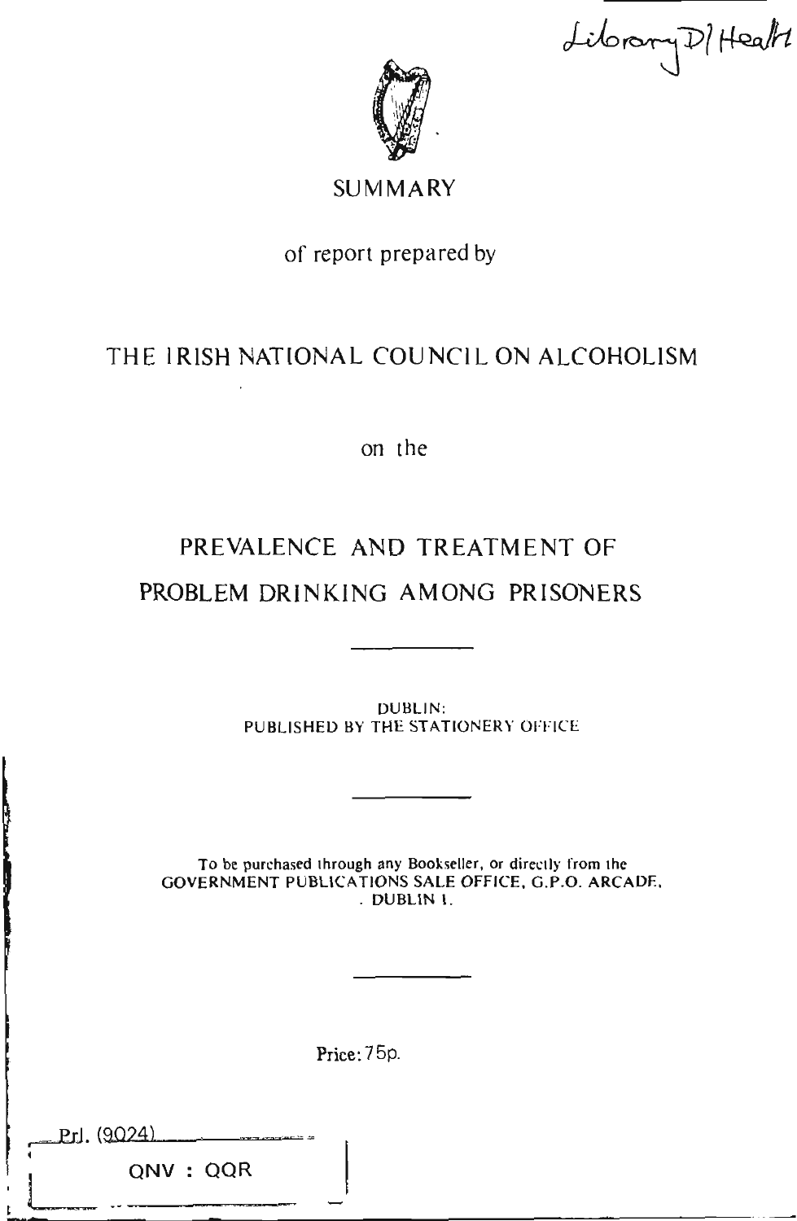Library D/Health

SUMMARY

of report prepared by

# THE IRISH NATIONAL COUNCIL ON ALCOHOLISM

on the

# PREVALENCE AND TREATMENT OF PROBLEM DRINKING AMONG PRISONERS

---

DUBLIN:
PUBLISHED BY THE STATIONERY OFFICE

---

To be purchased through any Bookseller, or directly from the
GOVERNMENT PUBLICATIONS SALE OFFICE, G.P.O. ARCADE,
DUBLIN 1.

---

Price: 75p.

Prl. (9024)

QNV : QQR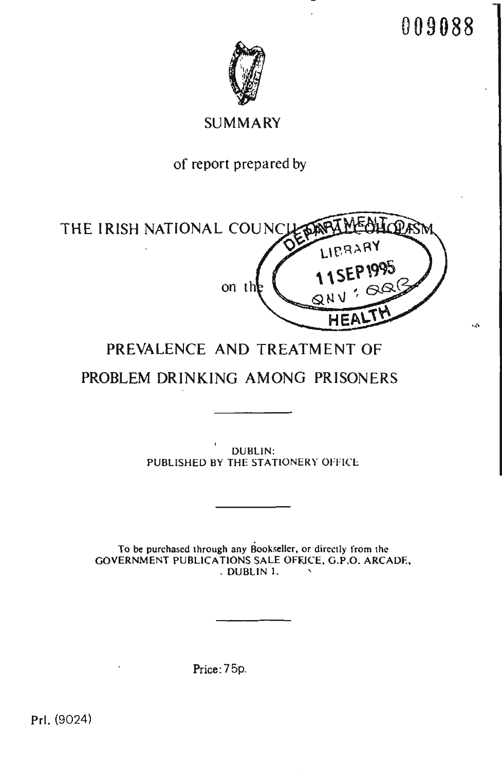009088

# SUMMARY

of report prepared by

## THE IRISH NATIONAL COUNCIL ON ALCOHOLISM

on the

# PREVALENCE AND TREATMENT OF PROBLEM DRINKING AMONG PRISONERS

---

DUBLIN:
PUBLISHED BY THE STATIONERY OFFICE

---

To be purchased through any Bookseller, or directly from the
GOVERNMENT PUBLICATIONS SALE OFFICE, G.P.O. ARCADE,
DUBLIN 1.

---

Price: 75p.

Prl. (9024)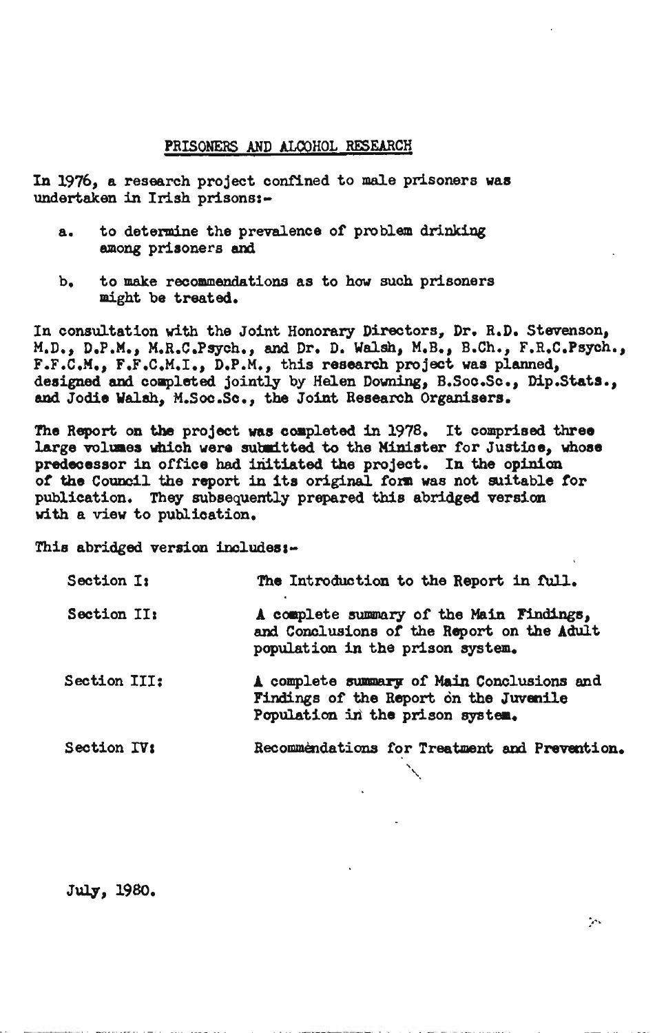## PRISONERS AND ALCOHOL RESEARCH

In 1976, a research project confined to male prisoners was undertaken in Irish prisons:-

a. to determine the prevalence of problem drinking among prisoners and

b. to make recommendations as to how such prisoners might be treated.

In consultation with the Joint Honorary Directors, Dr. R.D. Stevenson, M.D., D.P.M., M.R.C.Psych., and Dr. D. Walsh, M.B., B.Ch., F.R.C.Psych., F.F.C.M., F.F.C.M.I., D.P.M., this research project was planned, designed and completed jointly by Helen Downing, B.Soc.Sc., Dip.Stats., and Jodie Walsh, M.Soc.Sc., the Joint Research Organisers.

The Report on the project was completed in 1978. It comprised three large volumes which were submitted to the Minister for Justice, whose predecessor in office had initiated the project. In the opinion of the Council the report in its original form was not suitable for publication. They subsequently prepared this abridged version with a view to publication.

This abridged version includes:-

| | |
|---|---|
| Section I: | The Introduction to the Report in full. |
| Section II: | A complete summary of the Main Findings, and Conclusions of the Report on the Adult population in the prison system. |
| Section III: | A complete summary of Main Conclusions and Findings of the Report on the Juvenile Population in the prison system. |
| Section IV: | Recommendations for Treatment and Prevention. |

July, 1980.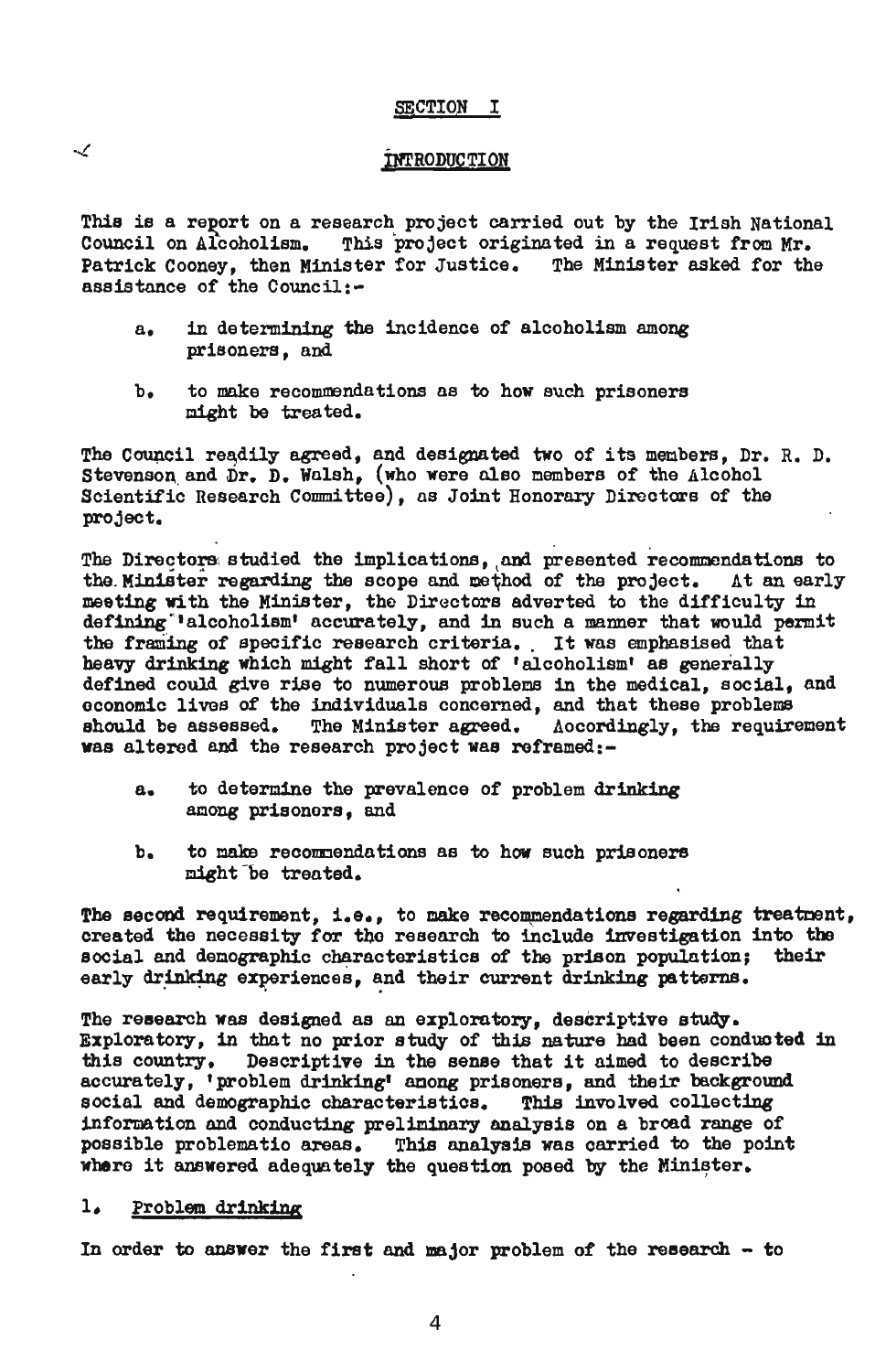## SECTION I

## INTRODUCTION

This is a report on a research project carried out by the Irish National Council on Alcoholism. This project originated in a request from Mr. Patrick Cooney, then Minister for Justice. The Minister asked for the assistance of the Council:-

a. in determining the incidence of alcoholism among prisoners, and

b. to make recommendations as to how such prisoners might be treated.

The Council readily agreed, and designated two of its members, Dr. R. D. Stevenson and Dr. D. Walsh, (who were also members of the Alcohol Scientific Research Committee), as Joint Honorary Directors of the project.

The Directors studied the implications, and presented recommendations to the Minister regarding the scope and method of the project. At an early meeting with the Minister, the Directors adverted to the difficulty in defining 'alcoholism' accurately, and in such a manner that would permit the framing of specific research criteria. It was emphasised that heavy drinking which might fall short of 'alcoholism' as generally defined could give rise to numerous problems in the medical, social, and economic lives of the individuals concerned, and that these problems should be assessed. The Minister agreed. Accordingly, the requirement was altered and the research project was reframed:-

a. to determine the prevalence of problem drinking among prisoners, and

b. to make recommendations as to how such prisoners might be treated.

The second requirement, i.e., to make recommendations regarding treatment, created the necessity for the research to include investigation into the social and demographic characteristics of the prison population; their early drinking experiences, and their current drinking patterns.

The research was designed as an exploratory, descriptive study. Exploratory, in that no prior study of this nature had been conducted in this country. Descriptive in the sense that it aimed to describe accurately, 'problem drinking' among prisoners, and their background social and demographic characteristics. This involved collecting information and conducting preliminary analysis on a broad range of possible problematic areas. This analysis was carried to the point where it answered adequately the question posed by the Minister.

### 1. Problem drinking

In order to answer the first and major problem of the research - to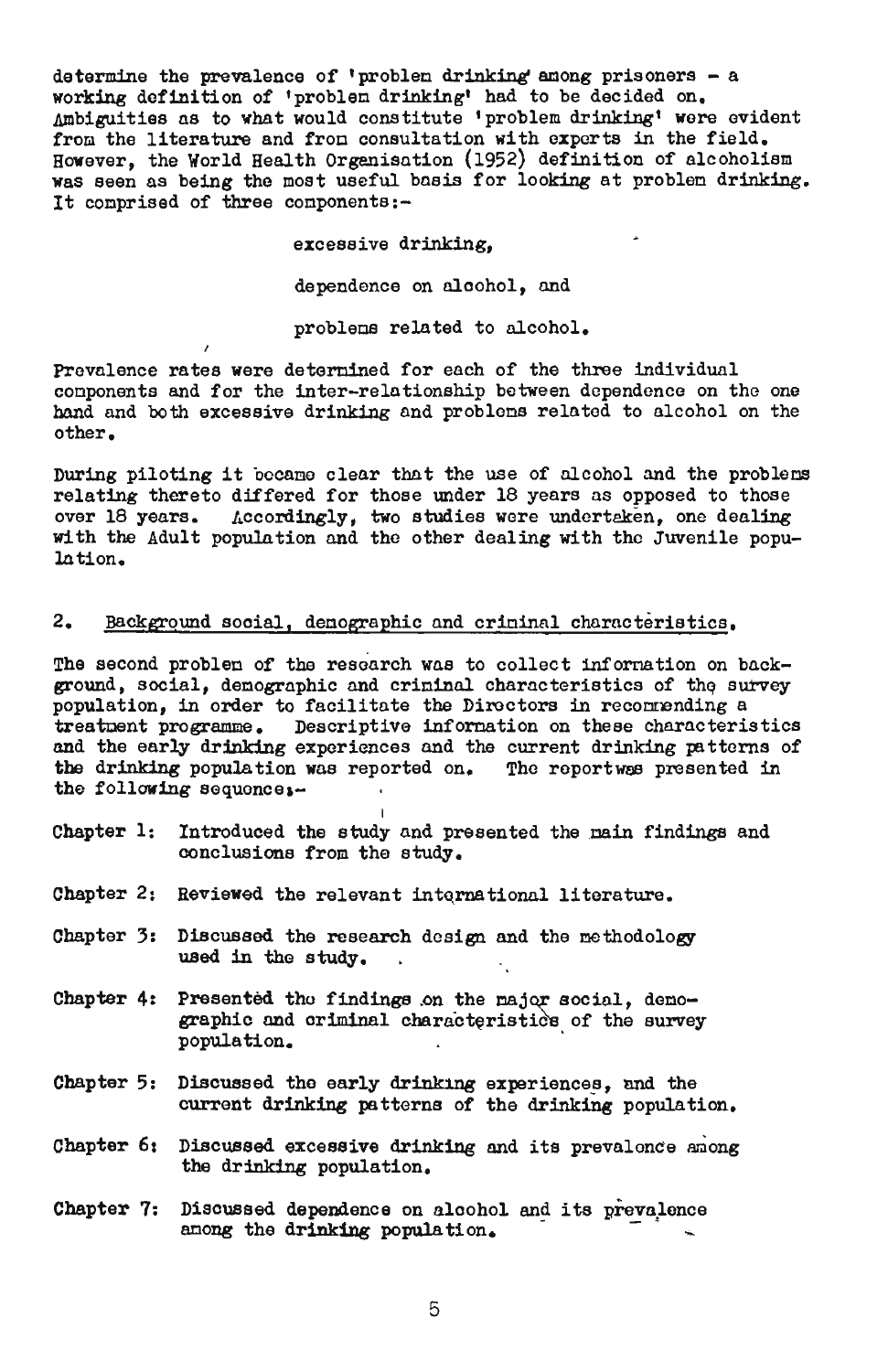determine the prevalence of 'problem drinking' among prisoners – a working definition of 'problem drinking' had to be decided on. Ambiguities as to what would constitute 'problem drinking' were evident from the literature and from consultation with experts in the field. However, the World Health Organisation (1952) definition of alcoholism was seen as being the most useful basis for looking at problem drinking. It comprised of three components:-

excessive drinking,

dependence on alcohol, and

problems related to alcohol.

Prevalence rates were determined for each of the three individual components and for the inter-relationship between dependence on the one hand and both excessive drinking and problems related to alcohol on the other.

During piloting it became clear that the use of alcohol and the problems relating thereto differed for those under 18 years as opposed to those over 18 years. Accordingly, two studies were undertaken, one dealing with the Adult population and the other dealing with the Juvenile population.

## 2. Background social, demographic and criminal characteristics.

The second problem of the research was to collect information on background, social, demographic and criminal characteristics of the survey population, in order to facilitate the Directors in recommending a treatment programme. Descriptive information on these characteristics and the early drinking experiences and the current drinking patterns of the drinking population was reported on. The report was presented in the following sequence:-

Chapter 1: Introduced the study and presented the main findings and conclusions from the study.

Chapter 2: Reviewed the relevant international literature.

Chapter 3: Discussed the research design and the methodology used in the study.

Chapter 4: Presented the findings on the major social, demographic and criminal characteristics of the survey population.

Chapter 5: Discussed the early drinking experiences, and the current drinking patterns of the drinking population.

Chapter 6: Discussed excessive drinking and its prevalence among the drinking population.

Chapter 7: Discussed dependence on alcohol and its prevalence among the drinking population.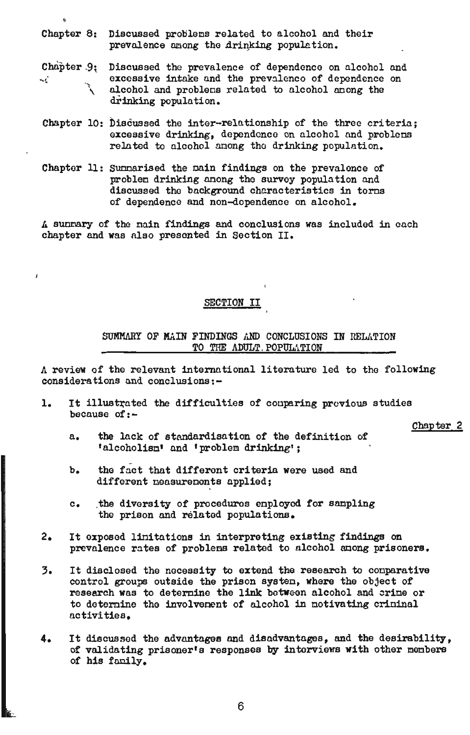Chapter 8: Discussed problems related to alcohol and their prevalence among the drinking population.

Chapter 9: Discussed the prevalence of dependence on alcohol and excessive intake and the prevalence of dependence on alcohol and problems related to alcohol among the drinking population.

Chapter 10: Discussed the inter-relationship of the three criteria; excessive drinking, dependence on alcohol and problems related to alcohol among the drinking population.

Chapter 11: Summarised the main findings on the prevalence of problem drinking among the survey population and discussed the background characteristics in terms of dependence and non-dependence on alcohol.

A summary of the main findings and conclusions was included in each chapter and was also presented in Section II.

## SECTION II

### SUMMARY OF MAIN FINDINGS AND CONCLUSIONS IN RELATION TO THE ADULT POPULATION

A review of the relevant international literature led to the following considerations and conclusions:-

Chapter 2

1. It illustrated the difficulties of comparing previous studies because of:-

   a. the lack of standardisation of the definition of 'alcoholism' and 'problem drinking';

   b. the fact that different criteria were used and different measurements applied;

   c. the diversity of procedures employed for sampling the prison and related populations.

2. It exposed limitations in interpreting existing findings on prevalence rates of problems related to alcohol among prisoners.

3. It disclosed the necessity to extend the research to comparative control groups outside the prison system, where the object of research was to determine the link between alcohol and crime or to determine the involvement of alcohol in motivating criminal activities.

4. It discussed the advantages and disadvantages, and the desirability, of validating prisoner's responses by interviews with other members of his family.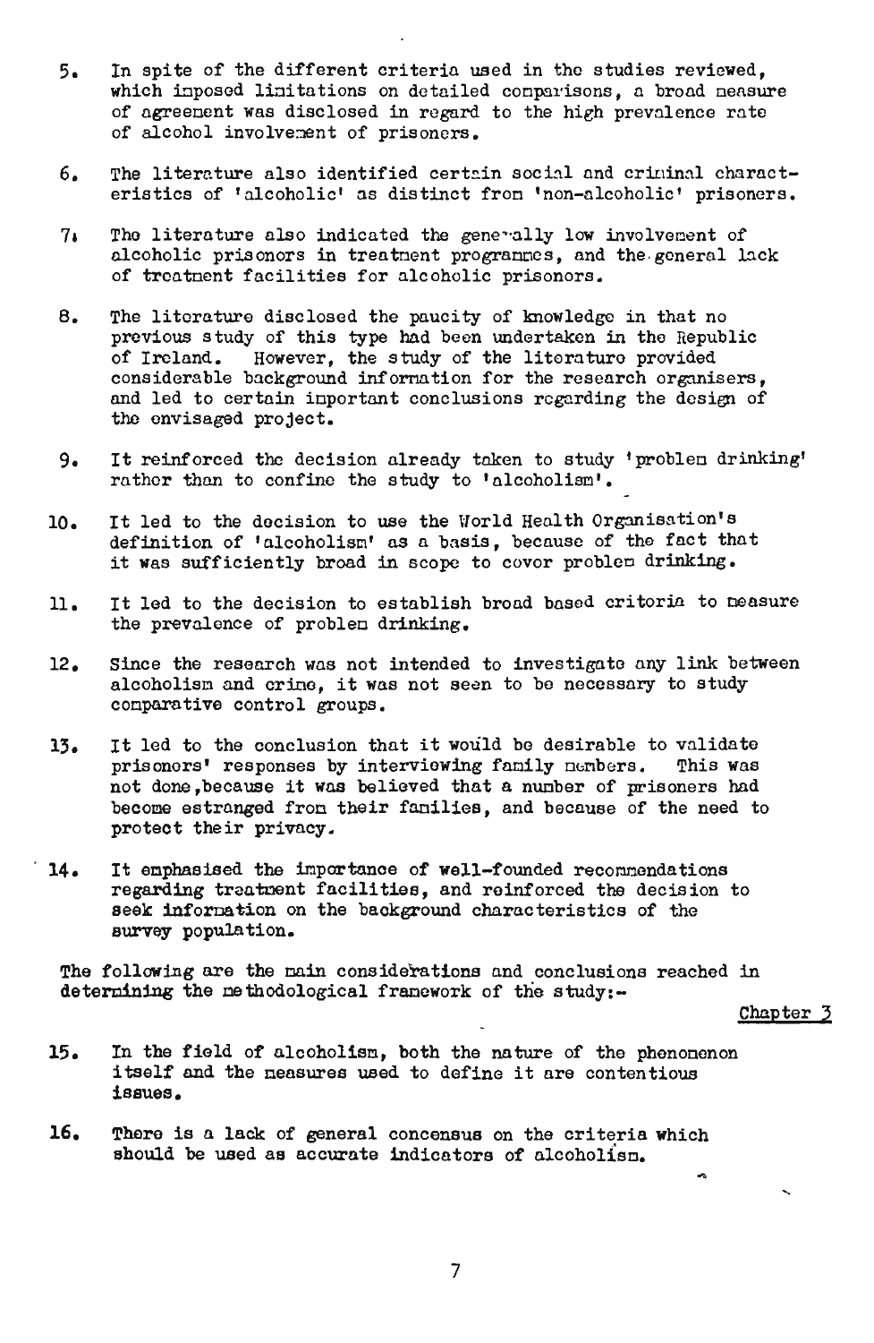5. In spite of the different criteria used in the studies reviewed, which imposed limitations on detailed comparisons, a broad measure of agreement was disclosed in regard to the high prevalence rate of alcohol involvement of prisoners.

6. The literature also identified certain social and criminal characteristics of 'alcoholic' as distinct from 'non-alcoholic' prisoners.

7. The literature also indicated the generally low involvement of alcoholic prisoners in treatment programmes, and the general lack of treatment facilities for alcoholic prisoners.

8. The literature disclosed the paucity of knowledge in that no previous study of this type had been undertaken in the Republic of Ireland. However, the study of the literature provided considerable background information for the research organisers, and led to certain important conclusions regarding the design of the envisaged project.

9. It reinforced the decision already taken to study 'problem drinking' rather than to confine the study to 'alcoholism'.

10. It led to the decision to use the World Health Organisation's definition of 'alcoholism' as a basis, because of the fact that it was sufficiently broad in scope to cover problem drinking.

11. It led to the decision to establish broad based criteria to measure the prevalence of problem drinking.

12. Since the research was not intended to investigate any link between alcoholism and crime, it was not seen to be necessary to study comparative control groups.

13. It led to the conclusion that it would be desirable to validate prisoners' responses by interviewing family members. This was not done, because it was believed that a number of prisoners had become estranged from their families, and because of the need to protect their privacy.

14. It emphasised the importance of well-founded recommendations regarding treatment facilities, and reinforced the decision to seek information on the background characteristics of the survey population.

The following are the main considerations and conclusions reached in determining the methodological framework of the study:-

Chapter 3

15. In the field of alcoholism, both the nature of the phenomenon itself and the measures used to define it are contentious issues.

16. There is a lack of general concensus on the criteria which should be used as accurate indicators of alcoholism.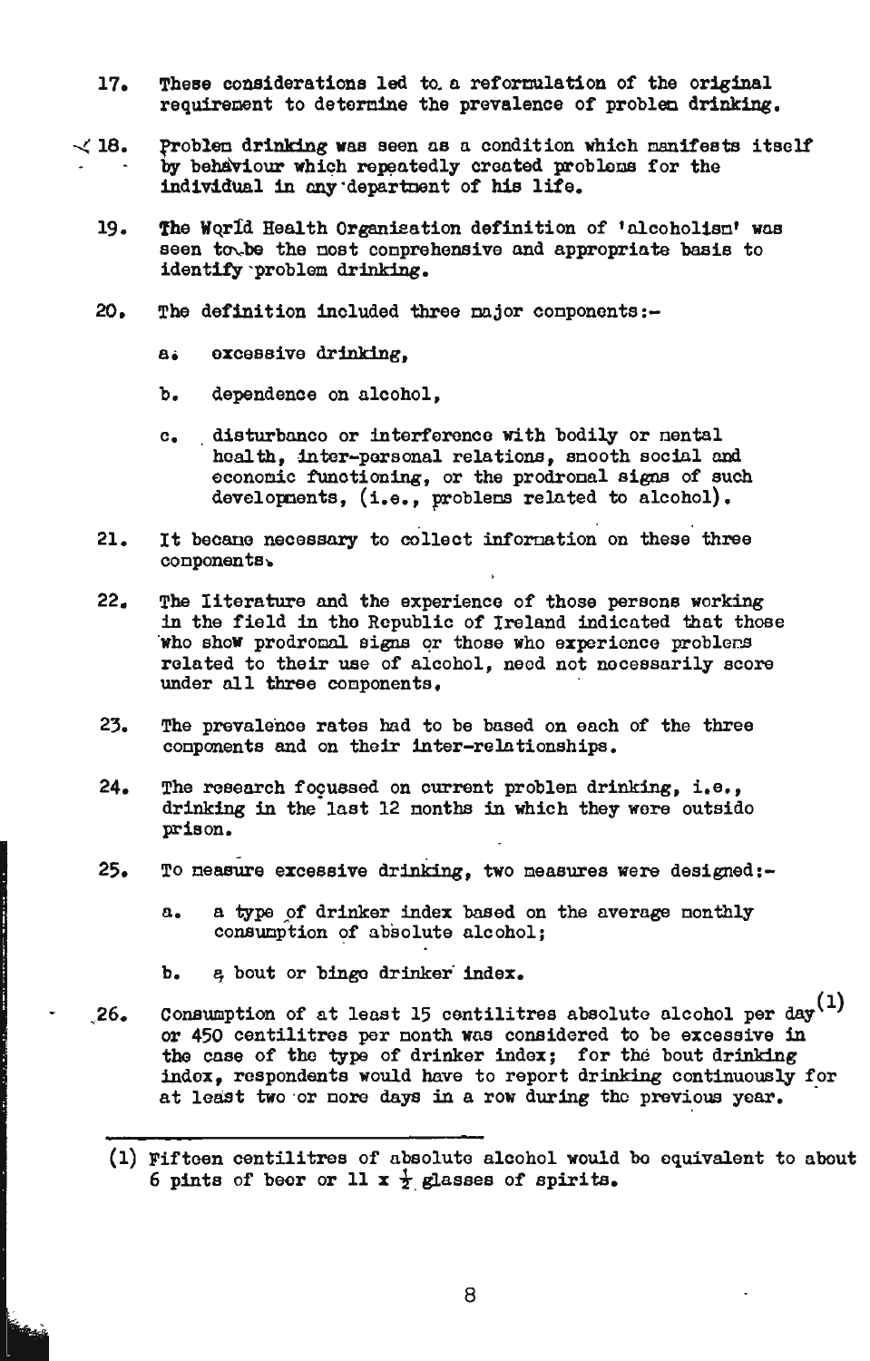17. These considerations led to a reformulation of the original requirement to determine the prevalence of problem drinking.

18. Problem drinking was seen as a condition which manifests itself by behaviour which repeatedly created problems for the individual in any department of his life.

19. The World Health Organisation definition of 'alcoholism' was seen to be the most comprehensive and appropriate basis to identify problem drinking.

20. The definition included three major components:-

    a. excessive drinking,

    b. dependence on alcohol,

    c. disturbance or interference with bodily or mental health, inter-personal relations, smooth social and economic functioning, or the prodromal signs of such developments, (i.e., problems related to alcohol).

21. It became necessary to collect information on these three components.

22. The literature and the experience of those persons working in the field in the Republic of Ireland indicated that those who show prodromal signs or those who experience problems related to their use of alcohol, need not necessarily score under all three components.

23. The prevalence rates had to be based on each of the three components and on their inter-relationships.

24. The research focussed on current problem drinking, i.e., drinking in the last 12 months in which they were outside prison.

25. To measure excessive drinking, two measures were designed:-

    a. a type of drinker index based on the average monthly consumption of absolute alcohol;

    b. a bout or binge drinker index.

26. Consumption of at least 15 centilitres absolute alcohol per day[1] or 450 centilitres per month was considered to be excessive in the case of the type of drinker index; for the bout drinking index, respondents would have to report drinking continuously for at least two or more days in a row during the previous year.

---

(1) Fifteen centilitres of absolute alcohol would be equivalent to about 6 pints of beer or 11 x ½ glasses of spirits.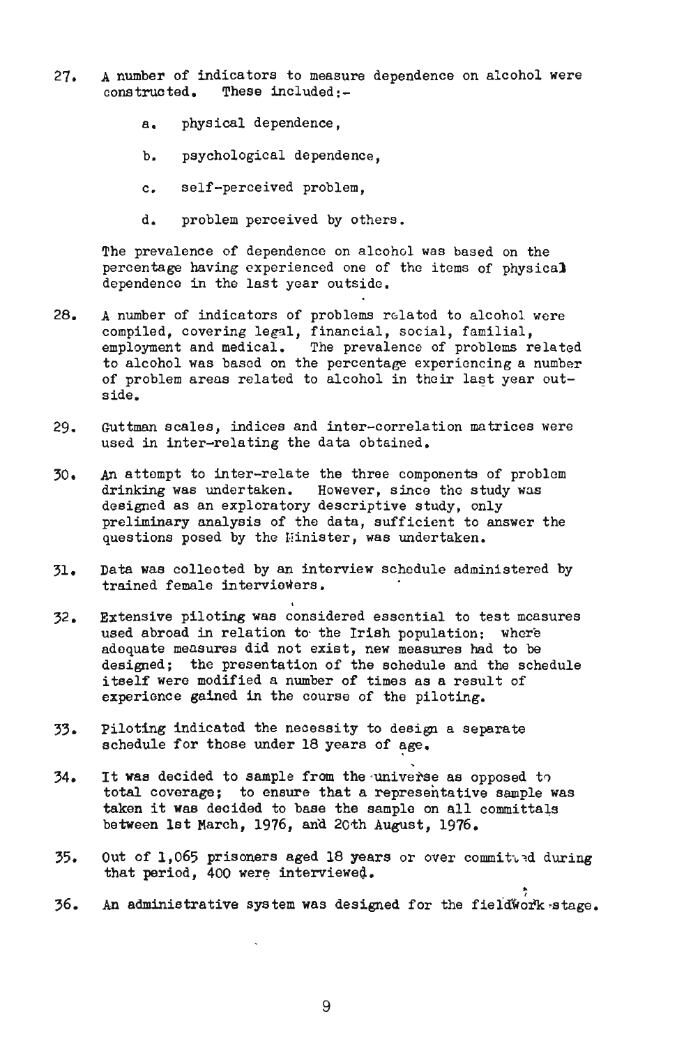27. A number of indicators to measure dependence on alcohol were constructed. These included:-

    a. physical dependence,

    b. psychological dependence,

    c. self-perceived problem,

    d. problem perceived by others.

    The prevalence of dependence on alcohol was based on the percentage having experienced one of the items of physical dependence in the last year outside.

28. A number of indicators of problems related to alcohol were compiled, covering legal, financial, social, familial, employment and medical. The prevalence of problems related to alcohol was based on the percentage experiencing a number of problem areas related to alcohol in their last year outside.

29. Guttman scales, indices and inter-correlation matrices were used in inter-relating the data obtained.

30. An attempt to inter-relate the three components of problem drinking was undertaken. However, since the study was designed as an exploratory descriptive study, only preliminary analysis of the data, sufficient to answer the questions posed by the Minister, was undertaken.

31. Data was collected by an interview schedule administered by trained female interviewers.

32. Extensive piloting was considered essential to test measures used abroad in relation to the Irish population: where adequate measures did not exist, new measures had to be designed; the presentation of the schedule and the schedule itself were modified a number of times as a result of experience gained in the course of the piloting.

33. Piloting indicated the necessity to design a separate schedule for those under 18 years of age.

34. It was decided to sample from the universe as opposed to total coverage; to ensure that a representative sample was taken it was decided to base the sample on all committals between 1st March, 1976, and 20th August, 1976.

35. Out of 1,065 prisoners aged 18 years or over committed during that period, 400 were interviewed.

36. An administrative system was designed for the fieldwork stage.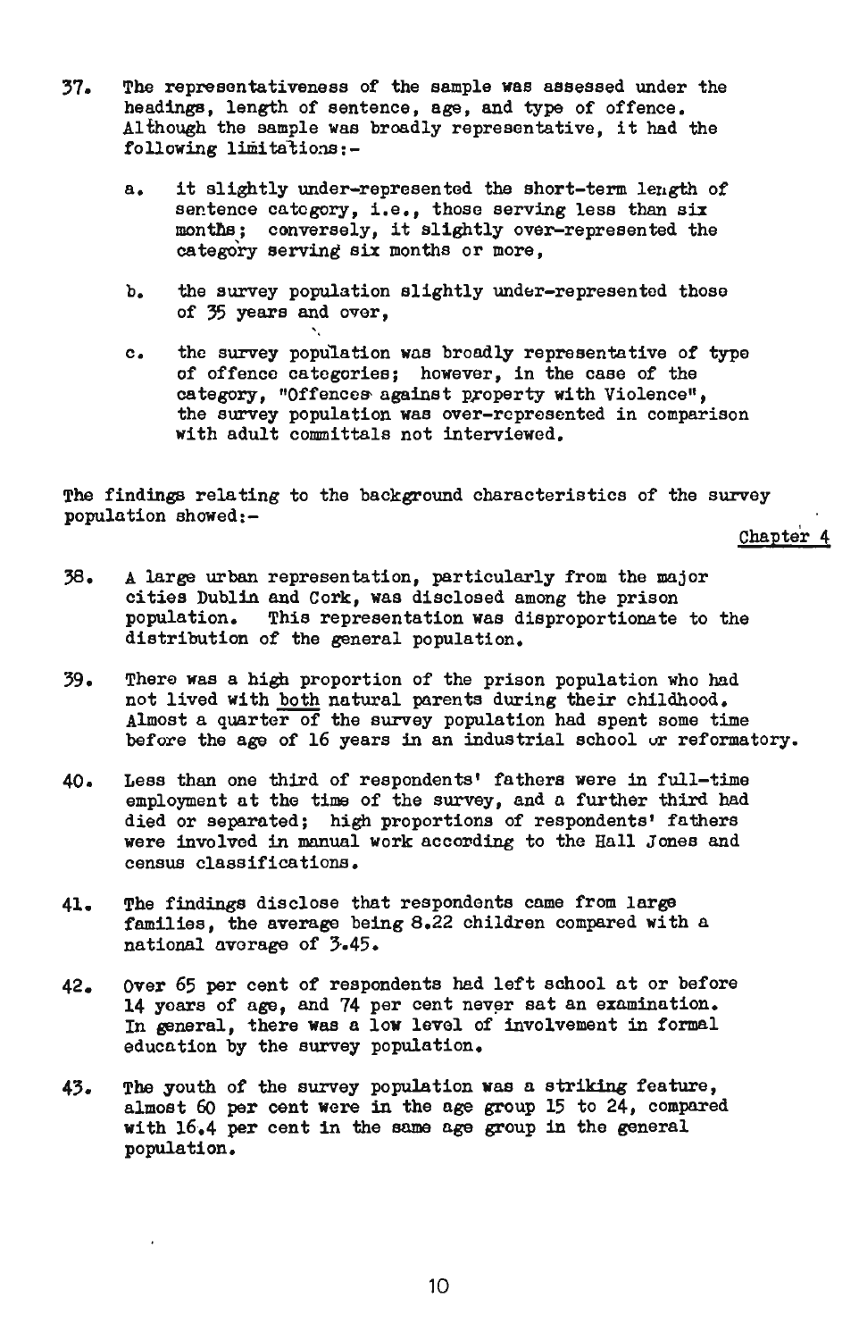37. The representativeness of the sample was assessed under the headings, length of sentence, age, and type of offence. Although the sample was broadly representative, it had the following limitations:-

    a. it slightly under-represented the short-term length of sentence category, i.e., those serving less than six months; conversely, it slightly over-represented the category serving six months or more,

    b. the survey population slightly under-represented those of 35 years and over,

    c. the survey population was broadly representative of type of offence categories; however, in the case of the category, "Offences against property with Violence", the survey population was over-represented in comparison with adult committals not interviewed.

The findings relating to the background characteristics of the survey population showed:-

Chapter 4

38. A large urban representation, particularly from the major cities Dublin and Cork, was disclosed among the prison population. This representation was disproportionate to the distribution of the general population.

39. There was a high proportion of the prison population who had not lived with both natural parents during their childhood. Almost a quarter of the survey population had spent some time before the age of 16 years in an industrial school or reformatory.

40. Less than one third of respondents' fathers were in full-time employment at the time of the survey, and a further third had died or separated; high proportions of respondents' fathers were involved in manual work according to the Hall Jones and census classifications.

41. The findings disclose that respondents came from large families, the average being 8.22 children compared with a national average of 3.45.

42. Over 65 per cent of respondents had left school at or before 14 years of age, and 74 per cent never sat an examination. In general, there was a low level of involvement in formal education by the survey population.

43. The youth of the survey population was a striking feature, almost 60 per cent were in the age group 15 to 24, compared with 16.4 per cent in the same age group in the general population.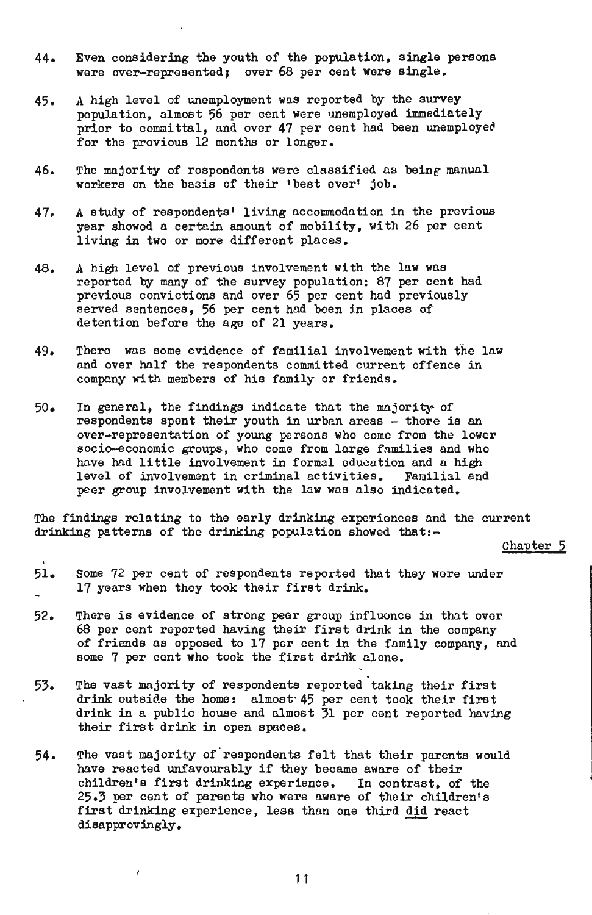44. Even considering the youth of the population, single persons were over-represented; over 68 per cent were single.

45. A high level of unemployment was reported by the survey population, almost 56 per cent were unemployed immediately prior to committal, and over 47 per cent had been unemployed for the previous 12 months or longer.

46. The majority of respondents were classified as being manual workers on the basis of their 'best ever' job.

47. A study of respondents' living accommodation in the previous year showed a certain amount of mobility, with 26 per cent living in two or more different places.

48. A high level of previous involvement with the law was reported by many of the survey population: 87 per cent had previous convictions and over 65 per cent had previously served sentences, 56 per cent had been in places of detention before the age of 21 years.

49. There was some evidence of familial involvement with the law and over half the respondents committed current offence in company with members of his family or friends.

50. In general, the findings indicate that the majority of respondents spent their youth in urban areas - there is an over-representation of young persons who come from the lower socio-economic groups, who come from large families and who have had little involvement in formal education and a high level of involvement in criminal activities. Familial and peer group involvement with the law was also indicated.

The findings relating to the early drinking experiences and the current drinking patterns of the drinking population showed that:-

Chapter 5

51. Some 72 per cent of respondents reported that they were under 17 years when they took their first drink.

52. There is evidence of strong peer group influence in that over 68 per cent reported having their first drink in the company of friends as opposed to 17 per cent in the family company, and some 7 per cent who took the first drink alone.

53. The vast majority of respondents reported taking their first drink outside the home: almost 45 per cent took their first drink in a public house and almost 31 per cent reported having their first drink in open spaces.

54. The vast majority of respondents felt that their parents would have reacted unfavourably if they became aware of their children's first drinking experience. In contrast, of the 25.3 per cent of parents who were aware of their children's first drinking experience, less than one third <u>did</u> react disapprovingly.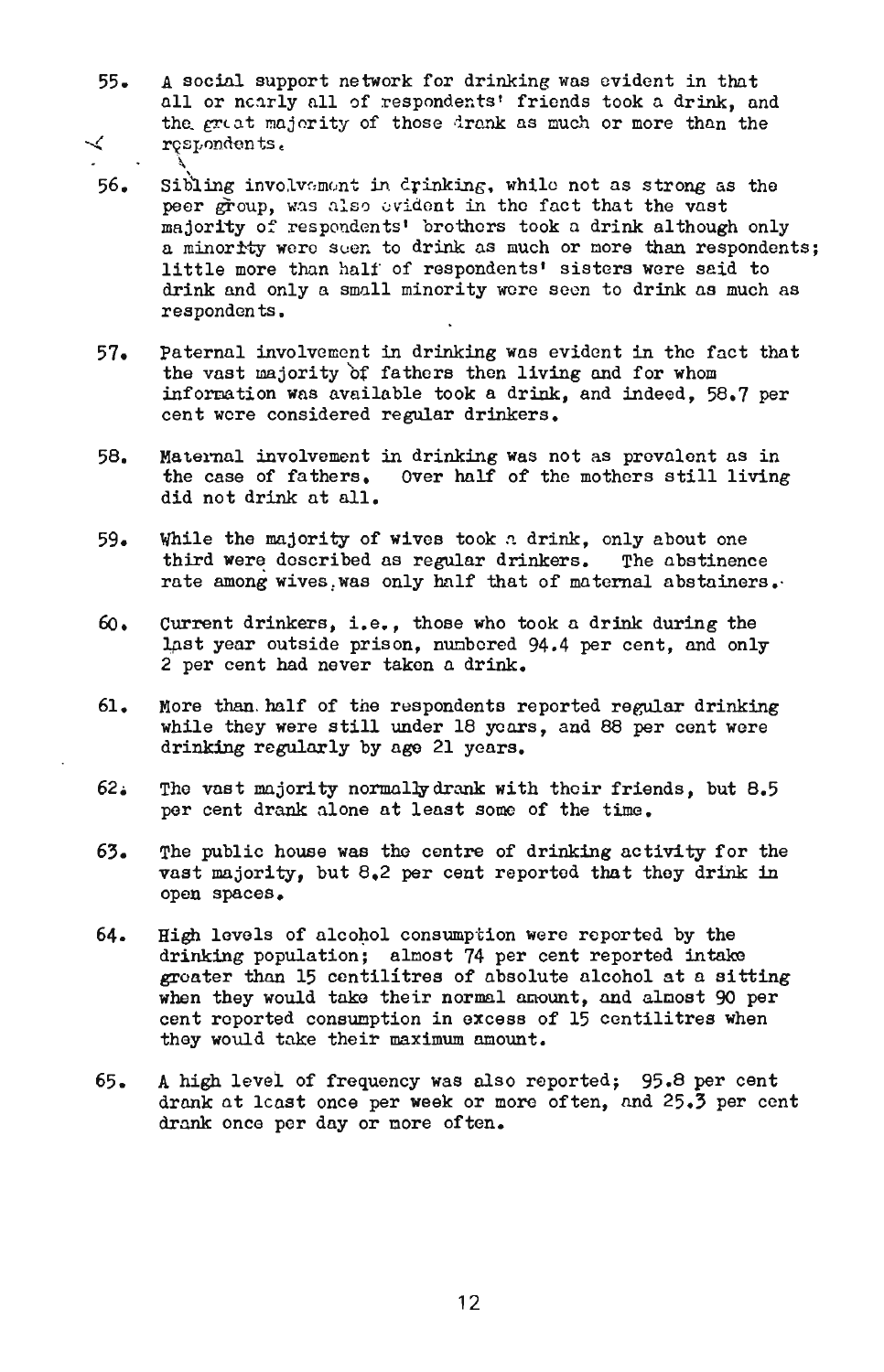55. A social support network for drinking was evident in that all or nearly all of respondents' friends took a drink, and the great majority of those drank as much or more than the respondents.

56. Sibling involvement in drinking, while not as strong as the peer group, was also evident in the fact that the vast majority of respondents' brothers took a drink although only a minority were seen to drink as much or more than respondents; little more than half of respondents' sisters were said to drink and only a small minority were seen to drink as much as respondents.

57. Paternal involvement in drinking was evident in the fact that the vast majority of fathers then living and for whom information was available took a drink, and indeed, 58.7 per cent were considered regular drinkers.

58. Maternal involvement in drinking was not as prevalent as in the case of fathers. Over half of the mothers still living did not drink at all.

59. While the majority of wives took a drink, only about one third were described as regular drinkers. The abstinence rate among wives was only half that of maternal abstainers.

60. Current drinkers, i.e., those who took a drink during the last year outside prison, numbered 94.4 per cent, and only 2 per cent had never taken a drink.

61. More than half of the respondents reported regular drinking while they were still under 18 years, and 88 per cent were drinking regularly by age 21 years.

62. The vast majority normally drank with their friends, but 8.5 per cent drank alone at least some of the time.

63. The public house was the centre of drinking activity for the vast majority, but 8.2 per cent reported that they drink in open spaces.

64. High levels of alcohol consumption were reported by the drinking population; almost 74 per cent reported intake greater than 15 centilitres of absolute alcohol at a sitting when they would take their normal amount, and almost 90 per cent reported consumption in excess of 15 centilitres when they would take their maximum amount.

65. A high level of frequency was also reported; 95.8 per cent drank at least once per week or more often, and 25.3 per cent drank once per day or more often.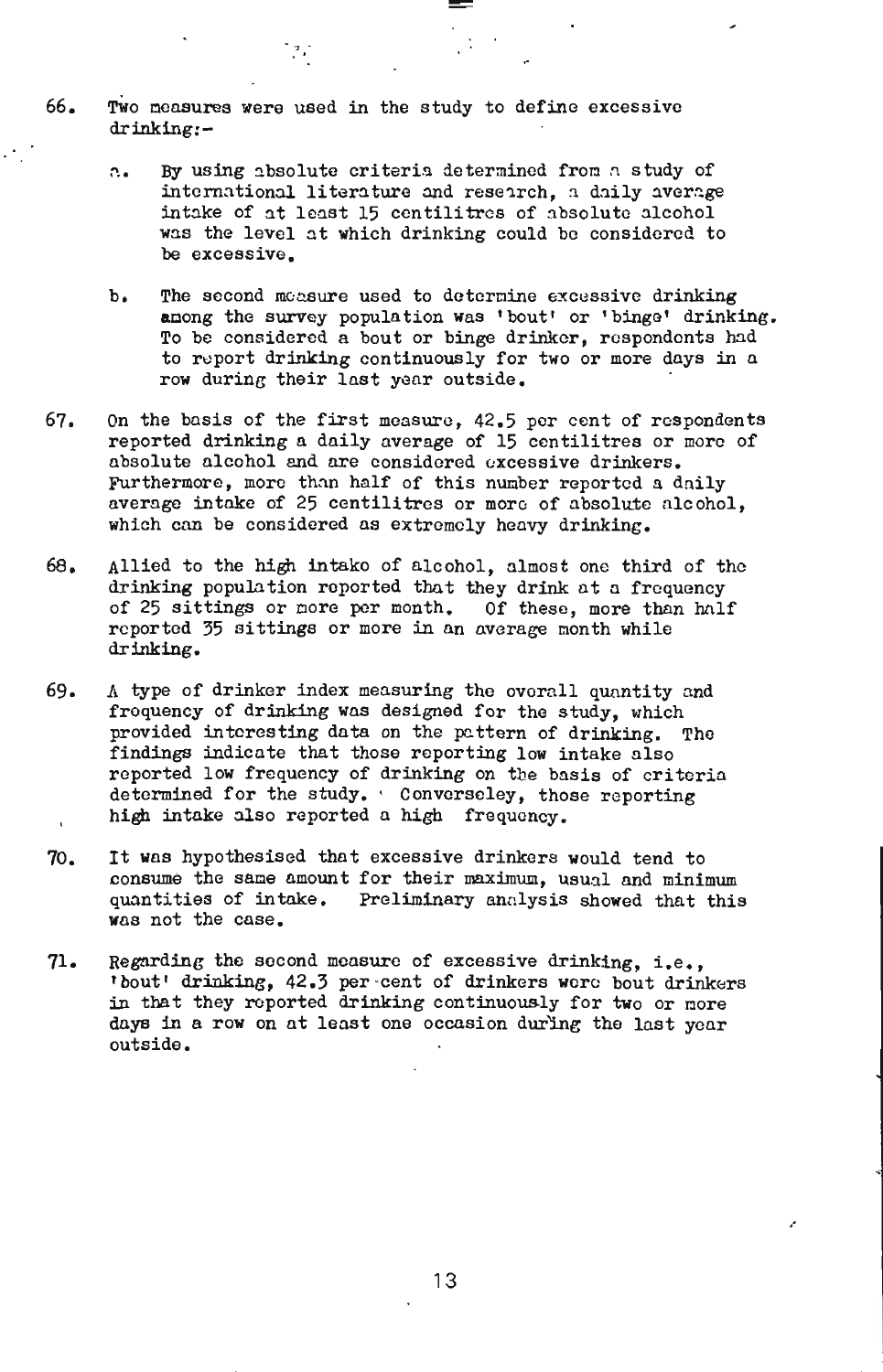66. Two measures were used in the study to define excessive drinking:-

    a. By using absolute criteria determined from a study of international literature and research, a daily average intake of at least 15 centilitres of absolute alcohol was the level at which drinking could be considered to be excessive.

    b. The second measure used to determine excessive drinking among the survey population was 'bout' or 'binge' drinking. To be considered a bout or binge drinker, respondents had to report drinking continuously for two or more days in a row during their last year outside.

67. On the basis of the first measure, 42.5 per cent of respondents reported drinking a daily average of 15 centilitres or more of absolute alcohol and are considered excessive drinkers. Furthermore, more than half of this number reported a daily average intake of 25 centilitres or more of absolute alcohol, which can be considered as extremely heavy drinking.

68. Allied to the high intake of alcohol, almost one third of the drinking population reported that they drink at a frequency of 25 sittings or more per month. Of these, more than half reported 35 sittings or more in an average month while drinking.

69. A type of drinker index measuring the overall quantity and frequency of drinking was designed for the study, which provided interesting data on the pattern of drinking. The findings indicate that those reporting low intake also reported low frequency of drinking on the basis of criteria determined for the study. Converseley, those reporting high intake also reported a high frequency.

70. It was hypothesised that excessive drinkers would tend to consume the same amount for their maximum, usual and minimum quantities of intake. Preliminary analysis showed that this was not the case.

71. Regarding the second measure of excessive drinking, i.e., 'bout' drinking, 42.3 per cent of drinkers were bout drinkers in that they reported drinking continuously for two or more days in a row on at least one occasion during the last year outside.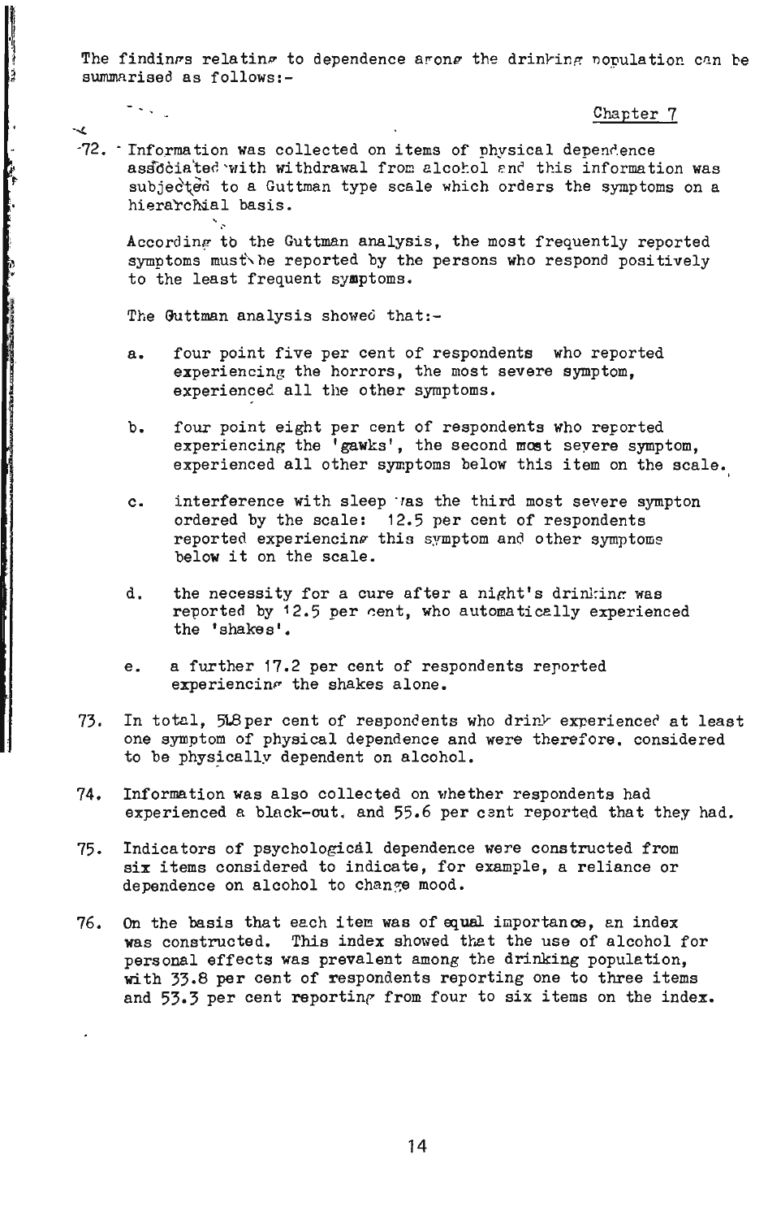The findings relating to dependence among the drinking population can be summarised as follows:-

Chapter 7

72. Information was collected on items of physical dependence associated with withdrawal from alcohol and this information was subjected to a Guttman type scale which orders the symptoms on a hierarchial basis.

    According to the Guttman analysis, the most frequently reported symptoms must be reported by the persons who respond positively to the least frequent symptoms.

    The Guttman analysis showed that:-

    a. four point five per cent of respondents who reported experiencing the horrors, the most severe symptom, experienced all the other symptoms.

    b. four point eight per cent of respondents who reported experiencing the 'gawks', the second most severe symptom, experienced all other symptoms below this item on the scale.

    c. interference with sleep was the third most severe sympton ordered by the scale: 12.5 per cent of respondents reported experiencing this symptom and other symptoms below it on the scale.

    d. the necessity for a cure after a night's drinking was reported by 12.5 per cent, who automatically experienced the 'shakes'.

    e. a further 17.2 per cent of respondents reported experiencing the shakes alone.

73. In total, 51.8 per cent of respondents who drink experienced at least one symptom of physical dependence and were therefore considered to be physically dependent on alcohol.

74. Information was also collected on whether respondents had experienced a black-out, and 55.6 per cent reported that they had.

75. Indicators of psychological dependence were constructed from six items considered to indicate, for example, a reliance or dependence on alcohol to change mood.

76. On the basis that each item was of equal importance, an index was constructed. This index showed that the use of alcohol for personal effects was prevalent among the drinking population, with 33.8 per cent of respondents reporting one to three items and 53.3 per cent reporting from four to six items on the index.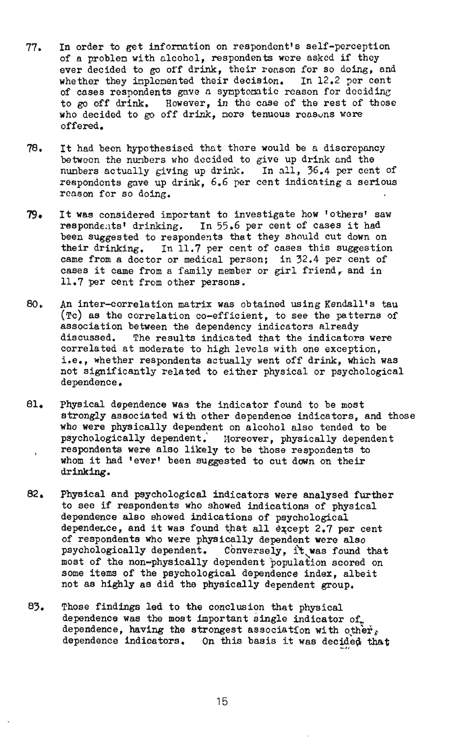77. In order to get information on respondent's self-perception of a problem with alcohol, respondents were asked if they ever decided to go off drink, their reason for so doing, and whether they implemented their decision. In 12.2 per cent of cases respondents gave a symptomatic reason for deciding to go off drink. However, in the case of the rest of those who decided to go off drink, more tenuous reasons were offered.

78. It had been hypothesised that there would be a discrepancy between the numbers who decided to give up drink and the numbers actually giving up drink. In all, 36.4 per cent of respondents gave up drink, 6.6 per cent indicating a serious reason for so doing.

79. It was considered important to investigate how 'others' saw respondents' drinking. In 55.6 per cent of cases it had been suggested to respondents that they should cut down on their drinking. In 11.7 per cent of cases this suggestion came from a doctor or medical person; in 32.4 per cent of cases it came from a family member or girl friend, and in 11.7 per cent from other persons.

80. An inter-correlation matrix was obtained using Kendall's tau (Tc) as the correlation co-efficient, to see the patterns of association between the dependency indicators already discussed. The results indicated that the indicators were correlated at moderate to high levels with one exception, i.e., whether respondents actually went off drink, which was not significantly related to either physical or psychological dependence.

81. Physical dependence was the indicator found to be most strongly associated with other dependence indicators, and those who were physically dependent on alcohol also tended to be psychologically dependent. Moreover, physically dependent respondents were also likely to be those respondents to whom it had 'ever' been suggested to cut down on their drinking.

82. Physical and psychological indicators were analysed further to see if respondents who showed indications of physical dependence also showed indications of psychological dependence, and it was found that all except 2.7 per cent of respondents who were physically dependent were also psychologically dependent. Conversely, it was found that most of the non-physically dependent population scored on some items of the psychological dependence index, albeit not as highly as did the physically dependent group.

83. Those findings led to the conclusion that physical dependence was the most important single indicator of dependence, having the strongest association with other dependence indicators. On this basis it was decided that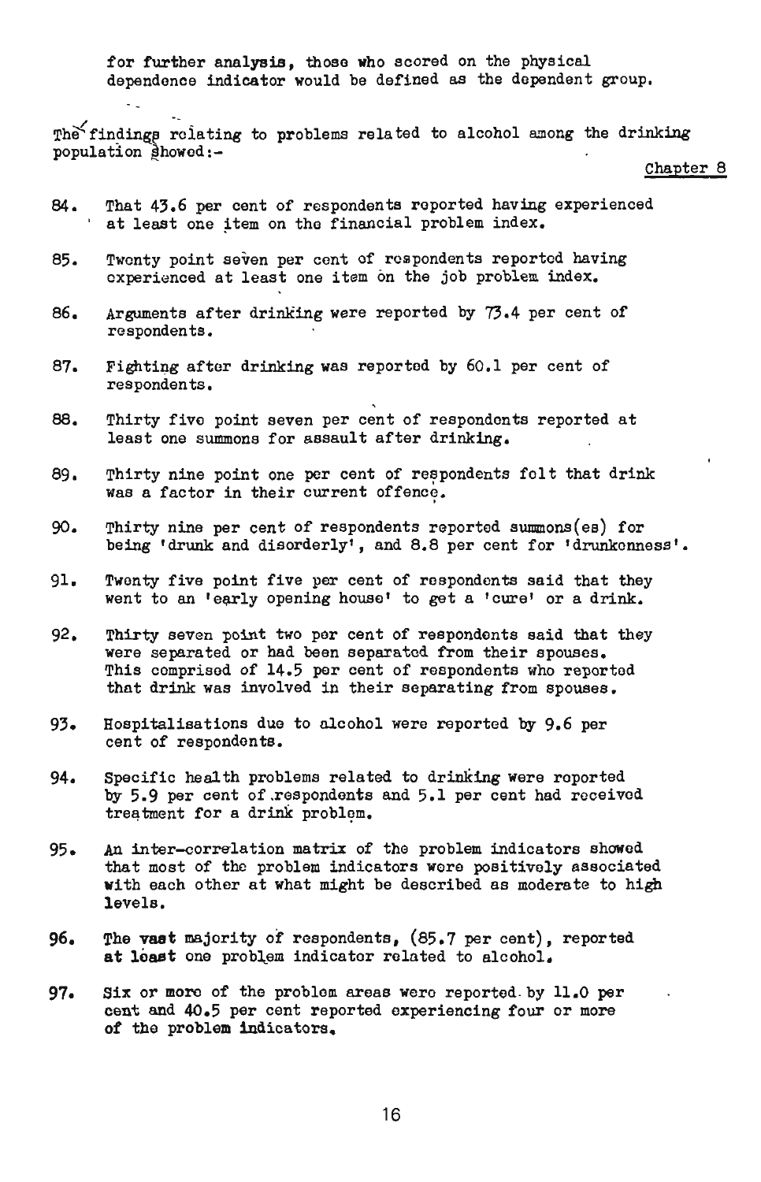for further analysis, those who scored on the physical dependence indicator would be defined as the dependent group.

The findings relating to problems related to alcohol among the drinking population showed:-

Chapter 8

84. That 43.6 per cent of respondents reported having experienced at least one item on the financial problem index.

85. Twenty point seven per cent of respondents reported having experienced at least one item on the job problem index.

86. Arguments after drinking were reported by 73.4 per cent of respondents.

87. Fighting after drinking was reported by 60.1 per cent of respondents.

88. Thirty five point seven per cent of respondents reported at least one summons for assault after drinking.

89. Thirty nine point one per cent of respondents felt that drink was a factor in their current offence.

90. Thirty nine per cent of respondents reported summons(es) for being 'drunk and disorderly', and 8.8 per cent for 'drunkenness'.

91. Twenty five point five per cent of respondents said that they went to an 'early opening house' to get a 'cure' or a drink.

92. Thirty seven point two per cent of respondents said that they were separated or had been separated from their spouses. This comprised of 14.5 per cent of respondents who reported that drink was involved in their separating from spouses.

93. Hospitalisations due to alcohol were reported by 9.6 per cent of respondents.

94. Specific health problems related to drinking were reported by 5.9 per cent of respondents and 5.1 per cent had received treatment for a drink problem.

95. An inter-correlation matrix of the problem indicators showed that most of the problem indicators were positively associated with each other at what might be described as moderate to high levels.

96. The vast majority of respondents, (85.7 per cent), reported at least one problem indicator related to alcohol.

97. Six or more of the problem areas were reported by 11.0 per cent and 40.5 per cent reported experiencing four or more of the problem indicators.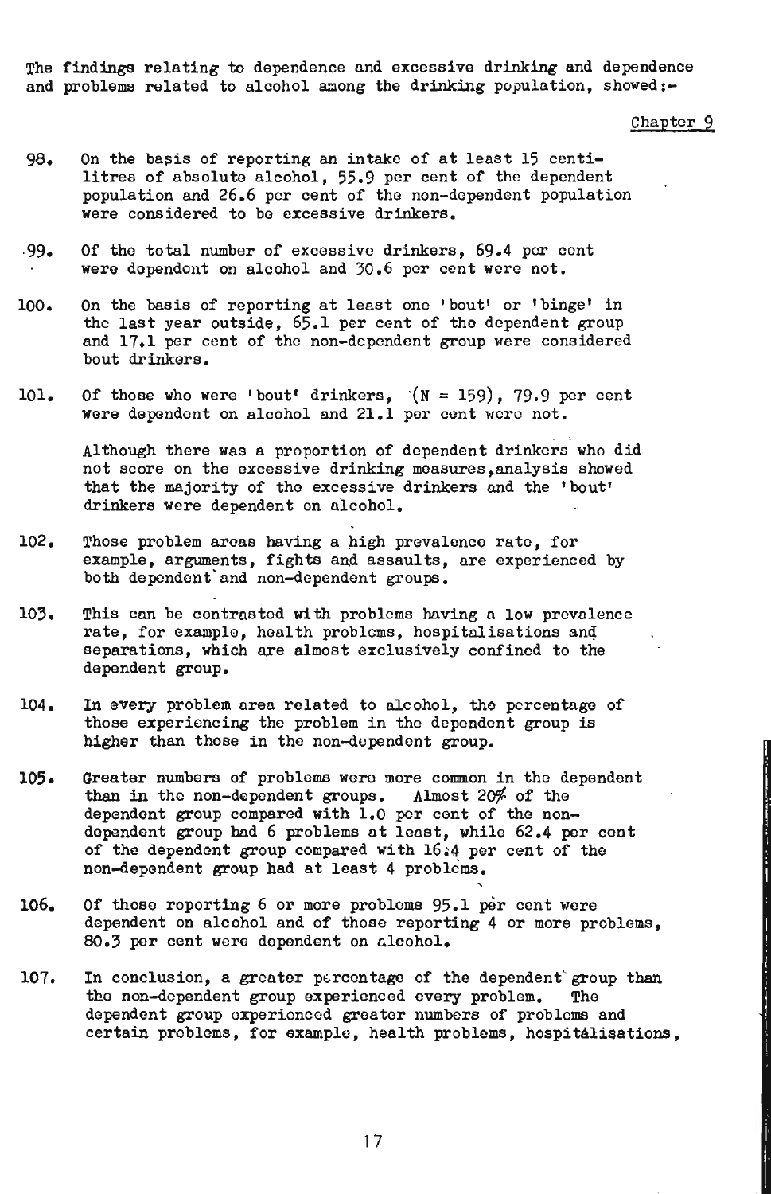The findings relating to dependence and excessive drinking and dependence and problems related to alcohol among the drinking population, showed:-

Chapter 9

98. On the basis of reporting an intake of at least 15 centilitres of absolute alcohol, 55.9 per cent of the dependent population and 26.6 per cent of the non-dependent population were considered to be excessive drinkers.

99. Of the total number of excessive drinkers, 69.4 per cent were dependent on alcohol and 30.6 per cent were not.

100. On the basis of reporting at least one 'bout' or 'binge' in the last year outside, 65.1 per cent of the dependent group and 17.1 per cent of the non-dependent group were considered bout drinkers.

101. Of those who were 'bout' drinkers, (N = 159), 79.9 per cent were dependent on alcohol and 21.1 per cent were not.

Although there was a proportion of dependent drinkers who did not score on the excessive drinking measures, analysis showed that the majority of the excessive drinkers and the 'bout' drinkers were dependent on alcohol.

102. Those problem areas having a high prevalence rate, for example, arguments, fights and assaults, are experienced by both dependent and non-dependent groups.

103. This can be contrasted with problems having a low prevalence rate, for example, health problems, hospitalisations and separations, which are almost exclusively confined to the dependent group.

104. In every problem area related to alcohol, the percentage of those experiencing the problem in the dependent group is higher than those in the non-dependent group.

105. Greater numbers of problems were more common in the dependent than in the non-dependent groups. Almost 20% of the dependent group compared with 1.0 per cent of the non-dependent group had 6 problems at least, while 62.4 per cent of the dependent group compared with 16.4 per cent of the non-dependent group had at least 4 problems.

106. Of those reporting 6 or more problems 95.1 per cent were dependent on alcohol and of those reporting 4 or more problems, 80.3 per cent were dependent on alcohol.

107. In conclusion, a greater percentage of the dependent group than the non-dependent group experienced every problem. The dependent group experienced greater numbers of problems and certain problems, for example, health problems, hospitalisations,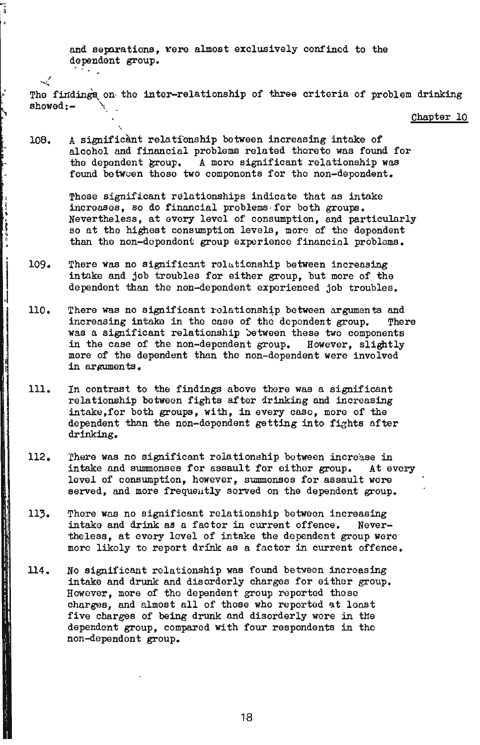and separations, were almost exclusively confined to the dependent group.

The findings on the inter-relationship of three criteria of problem drinking showed:-

Chapter 10

108. A significant relationship between increasing intake of alcohol and financial problems related thereto was found for the dependent group. A more significant relationship was found between those two components for the non-dependent.

Those significant relationships indicate that as intake increases, so do financial problems for both groups. Nevertheless, at every level of consumption, and particularly so at the highest consumption levels, more of the dependent than the non-dependent group experience financial problems.

109. There was no significant relationship between increasing intake and job troubles for either group, but more of the dependent than the non-dependent experienced job troubles.

110. There was no significant relationship between arguments and increasing intake in the case of the dependent group. There was a significant relationship between these two components in the case of the non-dependent group. However, slightly more of the dependent than the non-dependent were involved in arguments.

111. In contrast to the findings above there was a significant relationship between fights after drinking and increasing intake, for both groups, with, in every case, more of the dependent than the non-dependent getting into fights after drinking.

112. There was no significant relationship between increase in intake and summonses for assault for either group. At every level of consumption, however, summonses for assault were served, and more frequently served on the dependent group.

113. There was no significant relationship between increasing intake and drink as a factor in current offence. Nevertheless, at every level of intake the dependent group were more likely to report drink as a factor in current offence.

114. No significant relationship was found between increasing intake and drunk and disorderly charges for either group. However, more of the dependent group reported these charges, and almost all of those who reported at least five charges of being drunk and disorderly were in the dependent group, compared with four respondents in the non-dependent group.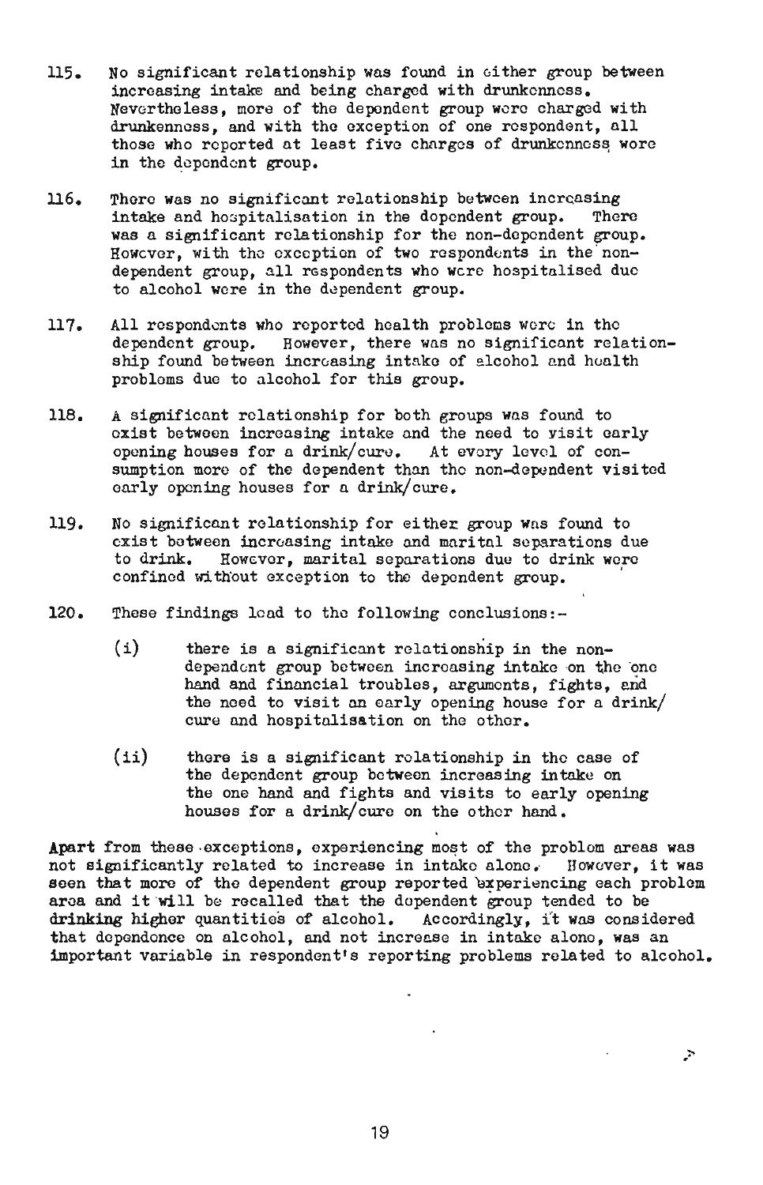115. No significant relationship was found in either group between increasing intake and being charged with drunkenness. Nevertheless, more of the dependent group were charged with drunkenness, and with the exception of one respondent, all those who reported at least five charges of drunkenness were in the dependent group.

116. There was no significant relationship between increasing intake and hospitalisation in the dependent group. There was a significant relationship for the non-dependent group. However, with the exception of two respondents in the non-dependent group, all respondents who were hospitalised due to alcohol were in the dependent group.

117. All respondents who reported health problems were in the dependent group. However, there was no significant relationship found between increasing intake of alcohol and health problems due to alcohol for this group.

118. A significant relationship for both groups was found to exist between increasing intake and the need to visit early opening houses for a drink/cure. At every level of consumption more of the dependent than the non-dependent visited early opening houses for a drink/cure.

119. No significant relationship for either group was found to exist between increasing intake and marital separations due to drink. However, marital separations due to drink were confined without exception to the dependent group.

120. These findings lead to the following conclusions:-

   (i) there is a significant relationship in the non-dependent group between increasing intake on the one hand and financial troubles, arguments, fights, and the need to visit an early opening house for a drink/cure and hospitalisation on the other.

   (ii) there is a significant relationship in the case of the dependent group between increasing intake on the one hand and fights and visits to early opening houses for a drink/cure on the other hand.

Apart from these exceptions, experiencing most of the problem areas was not significantly related to increase in intake alone. However, it was seen that more of the dependent group reported experiencing each problem area and it will be recalled that the dependent group tended to be drinking higher quantities of alcohol. Accordingly, it was considered that dependence on alcohol, and not increase in intake alone, was an important variable in respondent's reporting problems related to alcohol.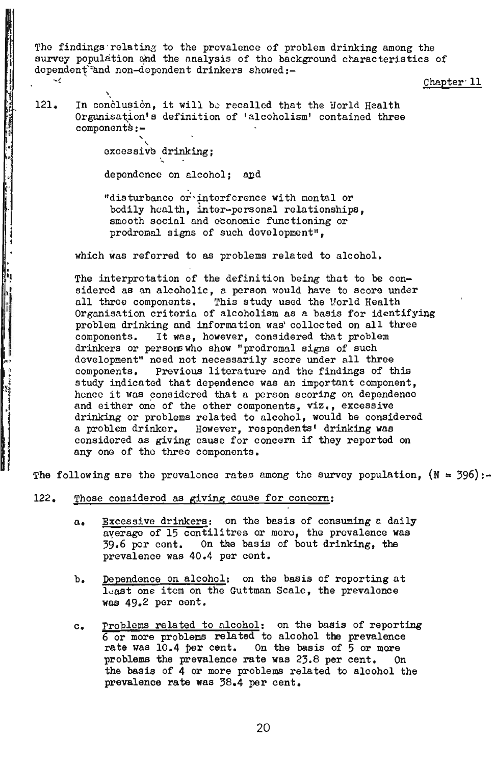The findings relating to the prevalence of problem drinking among the survey population and the analysis of the background characteristics of dependent and non-dependent drinkers showed:-

Chapter 11

121. In conclusion, it will be recalled that the World Health Organisation's definition of 'alcoholism' contained three components:-

excessive drinking;

dependence on alcohol; and

"disturbance or interference with mental or bodily health, inter-personal relationships, smooth social and economic functioning or prodromal signs of such development",

which was referred to as problems related to alcohol.

The interpretation of the definition being that to be considered as an alcoholic, a person would have to score under all three components. This study used the World Health Organisation criteria of alcoholism as a basis for identifying problem drinking and information was collected on all three components. It was, however, considered that problem drinkers or persons who show "prodromal signs of such development" need not necessarily score under all three components. Previous literature and the findings of this study indicated that dependence was an important component, hence it was considered that a person scoring on dependence and either one of the other components, viz., excessive drinking or problems related to alcohol, would be considered a problem drinker. However, respondents' drinking was considered as giving cause for concern if they reported on any one of the three components.

The following are the prevalence rates among the survey population, (N = 396):-

122. Those considered as giving cause for concern:

a. Excessive drinkers: on the basis of consuming a daily average of 15 centilitres or more, the prevalence was 39.6 per cent. On the basis of bout drinking, the prevalence was 40.4 per cent.

b. Dependence on alcohol: on the basis of reporting at least one item on the Guttman Scale, the prevalence was 49.2 per cent.

c. Problems related to alcohol: on the basis of reporting 6 or more problems related to alcohol the prevalence rate was 10.4 per cent. On the basis of 5 or more problems the prevalence rate was 23.8 per cent. On the basis of 4 or more problems related to alcohol the prevalence rate was 38.4 per cent.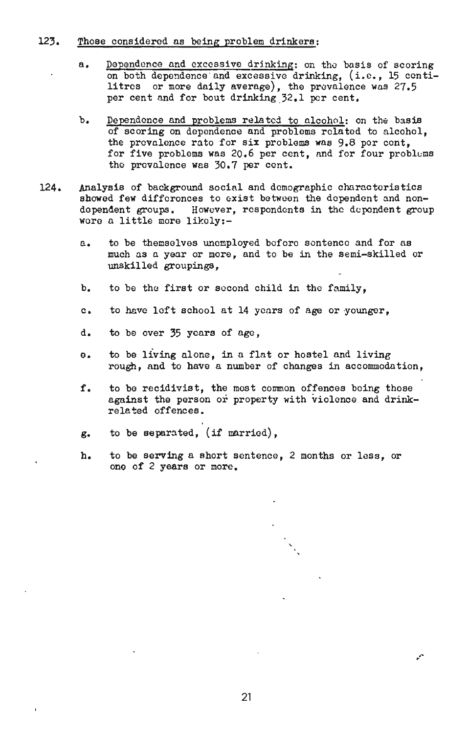123. Those considered as being problem drinkers:

   a. Dependence and excessive drinking: on the basis of scoring on both dependence and excessive drinking, (i.e., 15 centilitres or more daily average), the prevalence was 27.5 per cent and for bout drinking 32.1 per cent.

   b. Dependence and problems related to alcohol: on the basis of scoring on dependence and problems related to alcohol, the prevalence rate for six problems was 9.8 per cent, for five problems was 20.6 per cent, and for four problems the prevalence was 30.7 per cent.

124. Analysis of background social and demographic characteristics showed few differences to exist between the dependent and non-dependent groups. However, respondents in the dependent group were a little more likely:-

   a. to be themselves unemployed before sentence and for as much as a year or more, and to be in the semi-skilled or unskilled groupings,

   b. to be the first or second child in the family,

   c. to have left school at 14 years of age or younger,

   d. to be over 35 years of age,

   e. to be living alone, in a flat or hostel and living rough, and to have a number of changes in accommodation,

   f. to be recidivist, the most common offences being those against the person or property with violence and drink-related offences.

   g. to be separated, (if married),

   h. to be serving a short sentence, 2 months or less, or one of 2 years or more.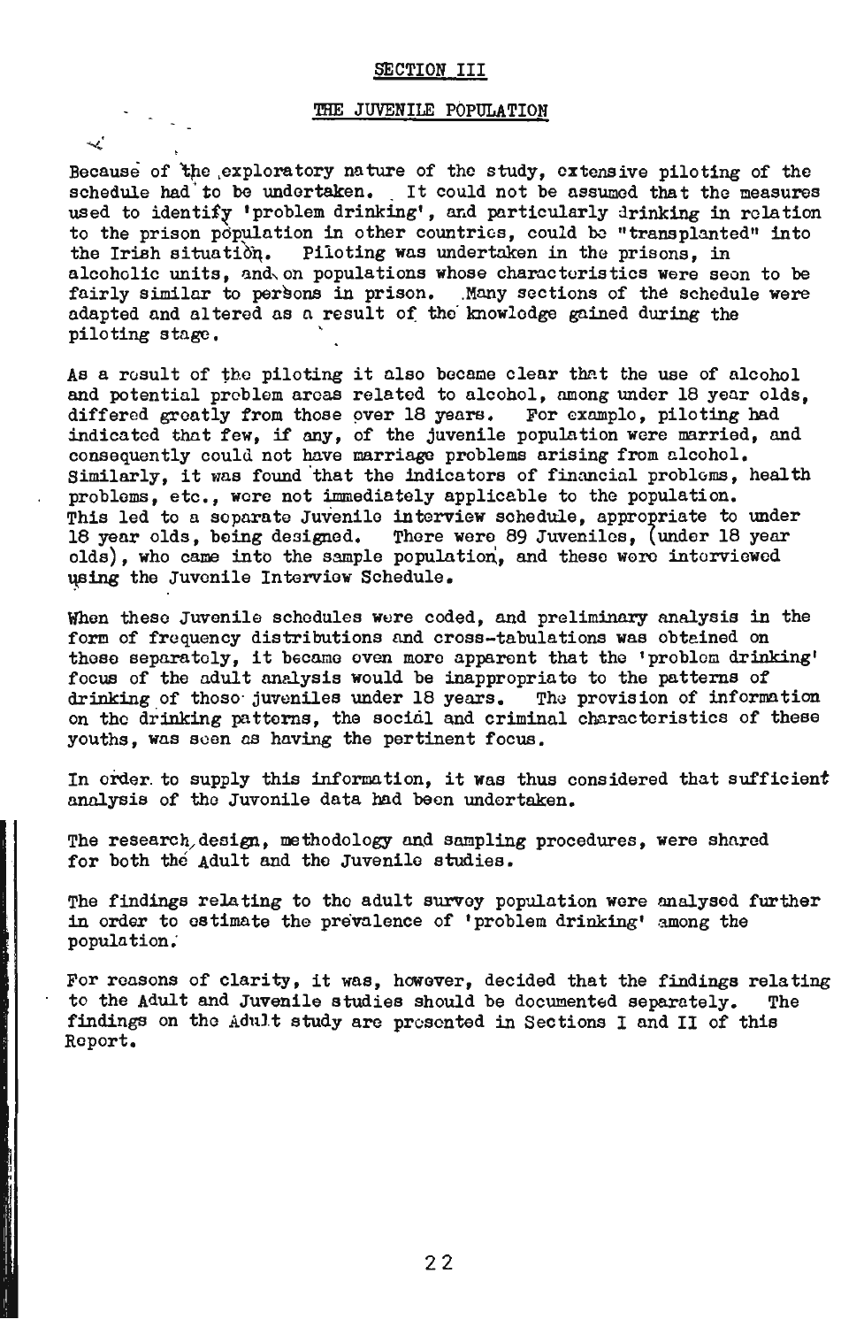## SECTION III

### THE JUVENILE POPULATION

Because of the exploratory nature of the study, extensive piloting of the schedule had to be undertaken. It could not be assumed that the measures used to identify 'problem drinking', and particularly drinking in relation to the prison population in other countries, could be "transplanted" into the Irish situation. Piloting was undertaken in the prisons, in alcoholic units, and on populations whose characteristics were seen to be fairly similar to persons in prison. Many sections of the schedule were adapted and altered as a result of the knowledge gained during the piloting stage.

As a result of the piloting it also became clear that the use of alcohol and potential problem areas related to alcohol, among under 18 year olds, differed greatly from those over 18 years. For example, piloting had indicated that few, if any, of the juvenile population were married, and consequently could not have marriage problems arising from alcohol. Similarly, it was found that the indicators of financial problems, health problems, etc., were not immediately applicable to the population. This led to a separate Juvenile interview schedule, appropriate to under 18 year olds, being designed. There were 89 Juveniles, (under 18 year olds), who came into the sample population, and these were interviewed using the Juvenile Interview Schedule.

When these Juvenile schedules were coded, and preliminary analysis in the form of frequency distributions and cross-tabulations was obtained on these separately, it became even more apparent that the 'problem drinking' focus of the adult analysis would be inappropriate to the patterns of drinking of those juveniles under 18 years. The provision of information on the drinking patterns, the social and criminal characteristics of these youths, was seen as having the pertinent focus.

In order to supply this information, it was thus considered that sufficient analysis of the Juvenile data had been undertaken.

The research design, methodology and sampling procedures, were shared for both the Adult and the Juvenile studies.

The findings relating to the adult survey population were analysed further in order to estimate the prevalence of 'problem drinking' among the population.

For reasons of clarity, it was, however, decided that the findings relating to the Adult and Juvenile studies should be documented separately. The findings on the Adult study are presented in Sections I and II of this Report.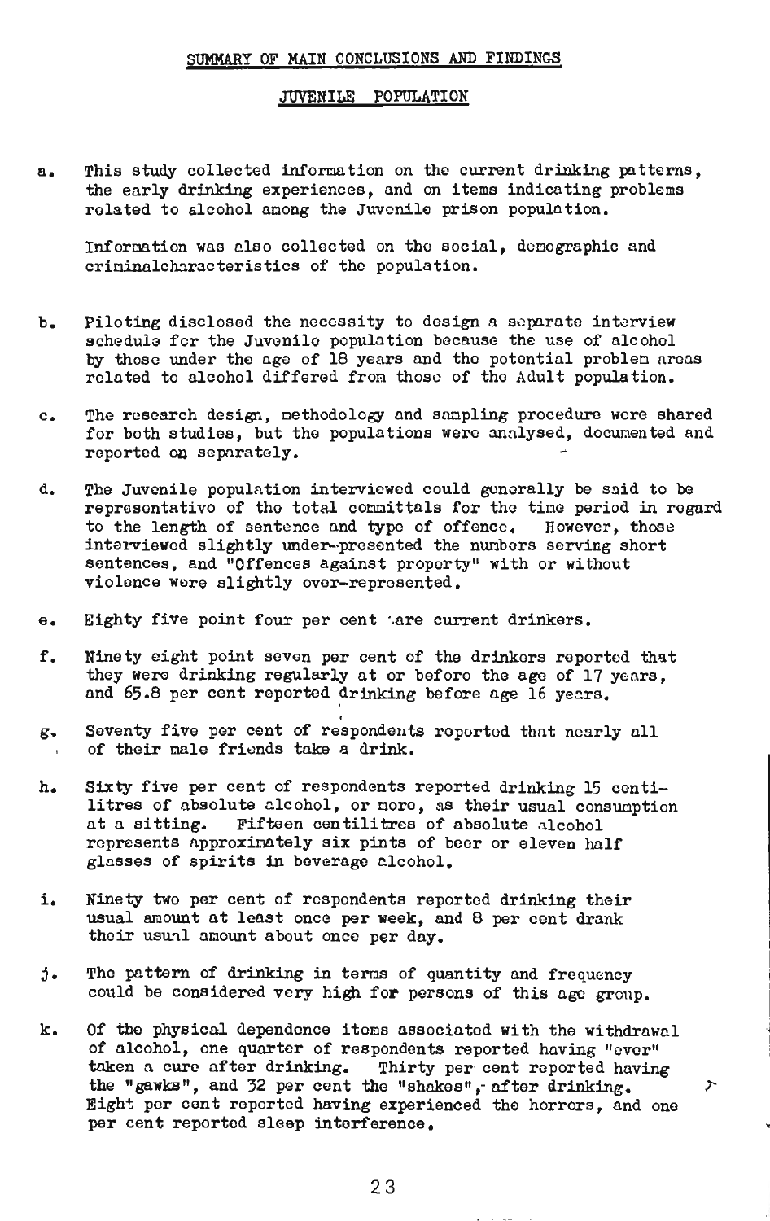## SUMMARY OF MAIN CONCLUSIONS AND FINDINGS

### JUVENILE POPULATION

a. This study collected information on the current drinking patterns, the early drinking experiences, and on items indicating problems related to alcohol among the Juvenile prison population.

   Information was also collected on the social, demographic and criminalcharacteristics of the population.

b. Piloting disclosed the necessity to design a separate interview schedule for the Juvenile population because the use of alcohol by those under the age of 18 years and the potential problem areas related to alcohol differed from those of the Adult population.

c. The research design, methodology and sampling procedure were shared for both studies, but the populations were analysed, documented and reported on separately.

d. The Juvenile population interviewed could generally be said to be representative of the total committals for the time period in regard to the length of sentence and type of offence. However, those interviewed slightly under-presented the numbers serving short sentences, and "Offences against property" with or without violence were slightly over-represented.

e. Eighty five point four per cent are current drinkers.

f. Ninety eight point seven per cent of the drinkers reported that they were drinking regularly at or before the age of 17 years, and 65.8 per cent reported drinking before age 16 years.

g. Seventy five per cent of respondents reported that nearly all of their male friends take a drink.

h. Sixty five per cent of respondents reported drinking 15 centilitres of absolute alcohol, or more, as their usual consumption at a sitting. Fifteen centilitres of absolute alcohol represents approximately six pints of beer or eleven half glasses of spirits in beverage alcohol.

i. Ninety two per cent of respondents reported drinking their usual amount at least once per week, and 8 per cent drank their usual amount about once per day.

j. The pattern of drinking in terms of quantity and frequency could be considered very high for persons of this age group.

k. Of the physical dependence items associated with the withdrawal of alcohol, one quarter of respondents reported having "ever" taken a cure after drinking. Thirty per cent reported having the "gawks", and 32 per cent the "shakes", after drinking. Eight per cent reported having experienced the horrors, and one per cent reported sleep interference.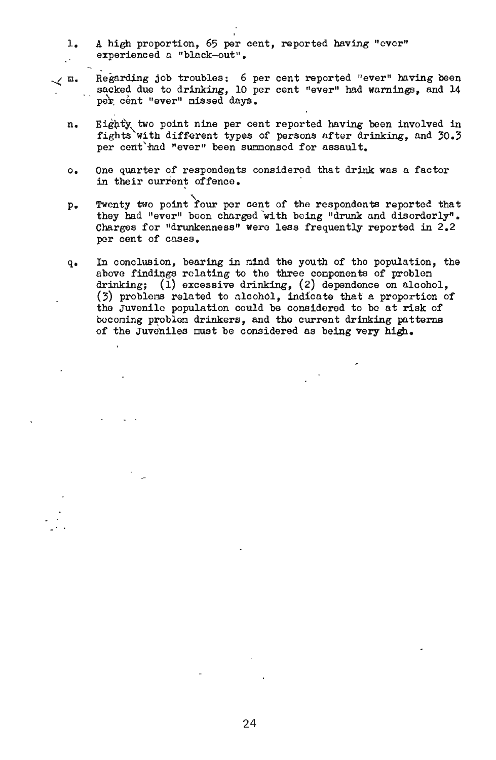l. A high proportion, 65 per cent, reported having "ever" experienced a "black-out".

m. Regarding job troubles: 6 per cent reported "ever" having been sacked due to drinking, 10 per cent "ever" had warnings, and 14 per cent "ever" missed days.

n. Eighty two point nine per cent reported having been involved in fights with different types of persons after drinking, and 30.3 per cent had "ever" been summonsed for assault.

o. One quarter of respondents considered that drink was a factor in their current offence.

p. Twenty two point four per cent of the respondents reported that they had "ever" been charged with being "drunk and disorderly". Charges for "drunkenness" were less frequently reported in 2.2 per cent of cases.

q. In conclusion, bearing in mind the youth of the population, the above findings relating to the three components of problem drinking; (1) excessive drinking, (2) dependence on alcohol, (3) problems related to alcohol, indicate that a proportion of the Juvenile population could be considered to be at risk of becoming problem drinkers, and the current drinking patterns of the Juveniles must be considered as being very high.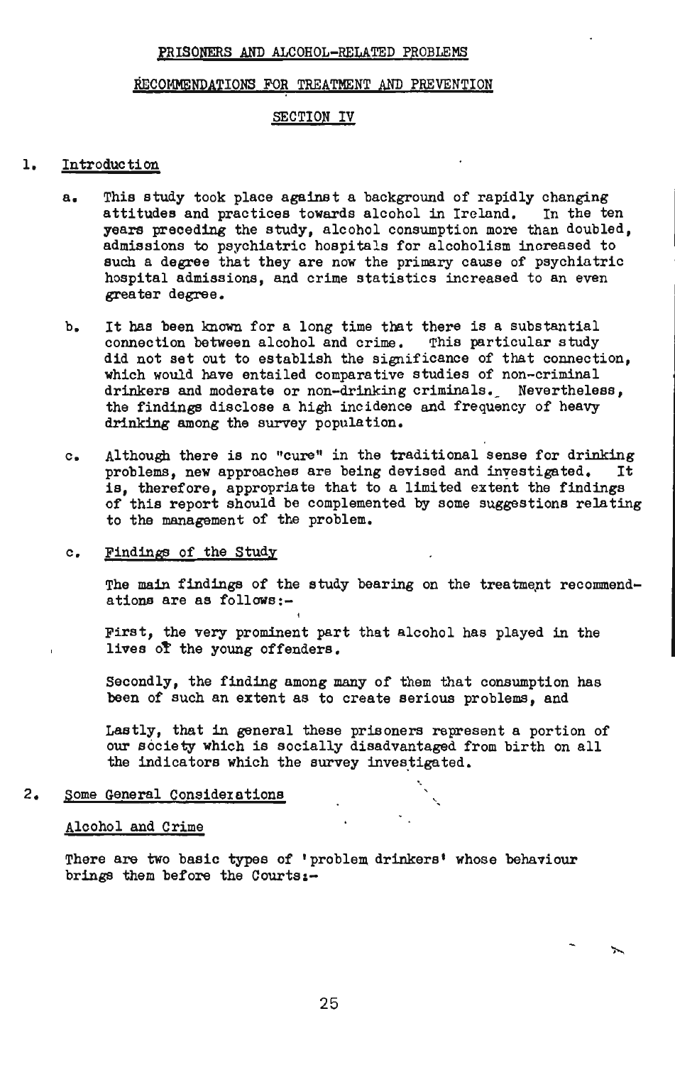# PRISONERS AND ALCOHOL-RELATED PROBLEMS

## RECOMMENDATIONS FOR TREATMENT AND PREVENTION

## SECTION IV

### 1. Introduction

a. This study took place against a background of rapidly changing attitudes and practices towards alcohol in Ireland. In the ten years preceding the study, alcohol consumption more than doubled, admissions to psychiatric hospitals for alcoholism increased to such a degree that they are now the primary cause of psychiatric hospital admissions, and crime statistics increased to an even greater degree.

b. It has been known for a long time that there is a substantial connection between alcohol and crime. This particular study did not set out to establish the significance of that connection, which would have entailed comparative studies of non-criminal drinkers and moderate or non-drinking criminals. Nevertheless, the findings disclose a high incidence and frequency of heavy drinking among the survey population.

c. Although there is no "cure" in the traditional sense for drinking problems, new approaches are being devised and investigated. It is, therefore, appropriate that to a limited extent the findings of this report should be complemented by some suggestions relating to the management of the problem.

c. Findings of the Study

The main findings of the study bearing on the treatment recommendations are as follows:-

First, the very prominent part that alcohol has played in the lives of the young offenders.

Secondly, the finding among many of them that consumption has been of such an extent as to create serious problems, and

Lastly, that in general these prisoners represent a portion of our society which is socially disadvantaged from birth on all the indicators which the survey investigated.

### 2. Some General Considerations

#### Alcohol and Crime

There are two basic types of 'problem drinkers' whose behaviour brings them before the Courts:-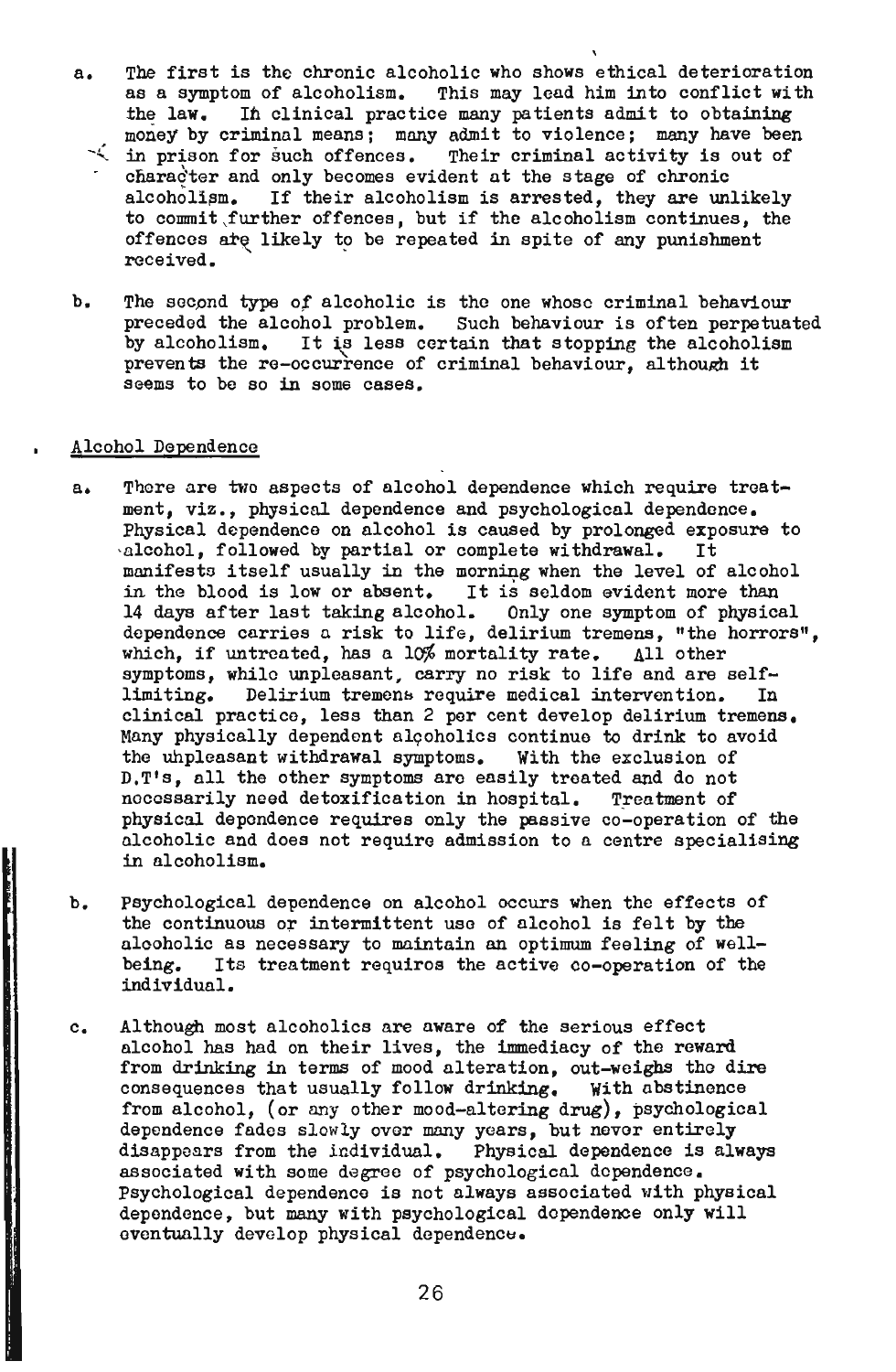a. The first is the chronic alcoholic who shows ethical deterioration as a symptom of alcoholism. This may lead him into conflict with the law. In clinical practice many patients admit to obtaining money by criminal means; many admit to violence; many have been in prison for such offences. Their criminal activity is out of character and only becomes evident at the stage of chronic alcoholism. If their alcoholism is arrested, they are unlikely to commit further offences, but if the alcoholism continues, the offences are likely to be repeated in spite of any punishment received.

b. The second type of alcoholic is the one whose criminal behaviour preceded the alcohol problem. Such behaviour is often perpetuated by alcoholism. It is less certain that stopping the alcoholism prevents the re-occurrence of criminal behaviour, although it seems to be so in some cases.

Alcohol Dependence

a. There are two aspects of alcohol dependence which require treatment, viz., physical dependence and psychological dependence. Physical dependence on alcohol is caused by prolonged exposure to alcohol, followed by partial or complete withdrawal. It manifests itself usually in the morning when the level of alcohol in the blood is low or absent. It is seldom evident more than 14 days after last taking alcohol. Only one symptom of physical dependence carries a risk to life, delirium tremens, "the horrors", which, if untreated, has a 10% mortality rate. All other symptoms, while unpleasant, carry no risk to life and are self-limiting. Delirium tremens require medical intervention. In clinical practice, less than 2 per cent develop delirium tremens. Many physically dependent alcoholics continue to drink to avoid the unpleasant withdrawal symptoms. With the exclusion of D.T's, all the other symptoms are easily treated and do not necessarily need detoxification in hospital. Treatment of physical dependence requires only the passive co-operation of the alcoholic and does not require admission to a centre specialising in alcoholism.

b. Psychological dependence on alcohol occurs when the effects of the continuous or intermittent use of alcohol is felt by the alcoholic as necessary to maintain an optimum feeling of well-being. Its treatment requires the active co-operation of the individual.

c. Although most alcoholics are aware of the serious effect alcohol has had on their lives, the immediacy of the reward from drinking in terms of mood alteration, out-weighs the dire consequences that usually follow drinking. With abstinence from alcohol, (or any other mood-altering drug), psychological dependence fades slowly over many years, but never entirely disappears from the individual. Physical dependence is always associated with some degree of psychological dependence. Psychological dependence is not always associated with physical dependence, but many with psychological dependence only will eventually develop physical dependence.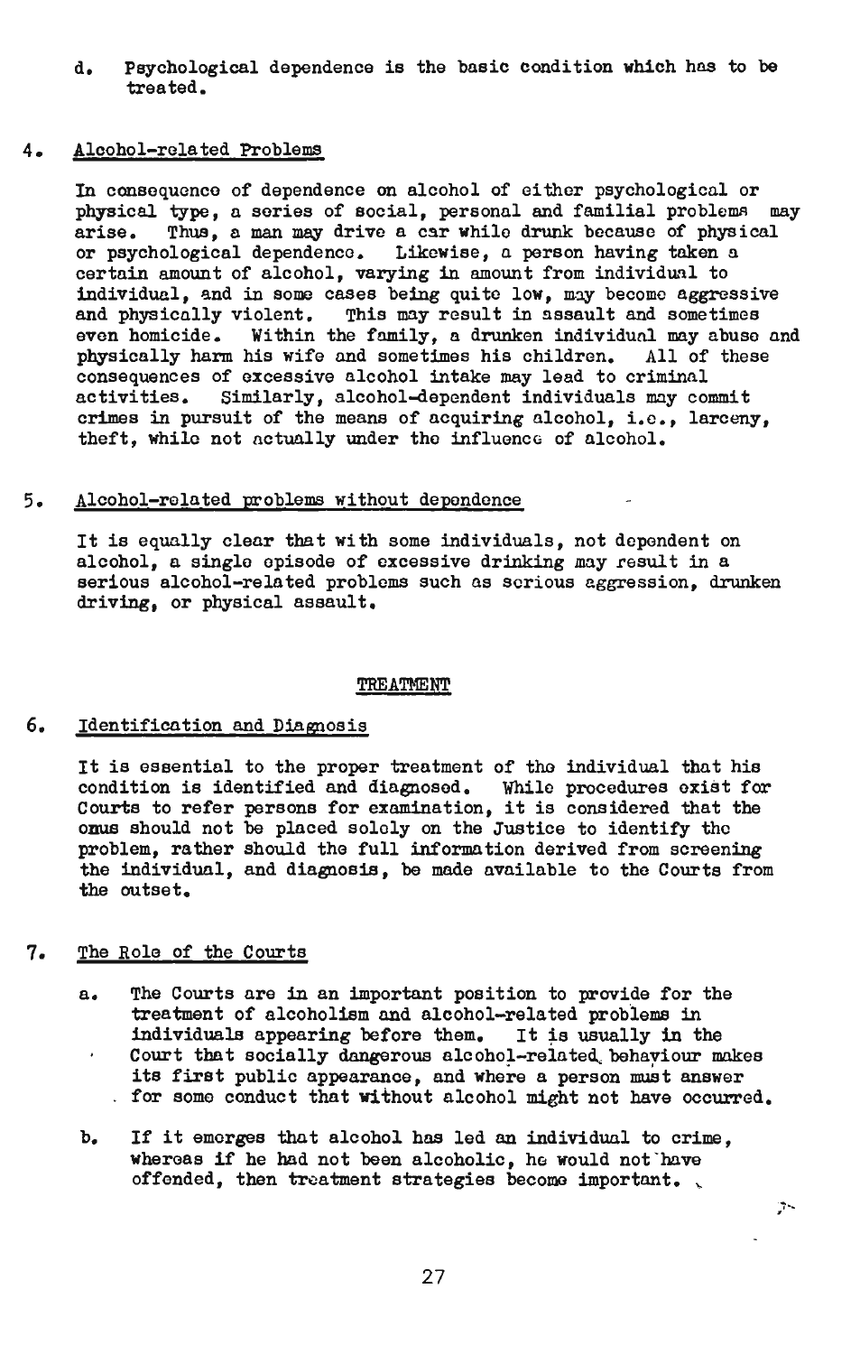d. Psychological dependence is the basic condition which has to be treated.

## 4. Alcohol-related Problems

In consequence of dependence on alcohol of either psychological or physical type, a series of social, personal and familial problems may arise. Thus, a man may drive a car while drunk because of physical or psychological dependence. Likewise, a person having taken a certain amount of alcohol, varying in amount from individual to individual, and in some cases being quite low, may become aggressive and physically violent. This may result in assault and sometimes even homicide. Within the family, a drunken individual may abuse and physically harm his wife and sometimes his children. All of these consequences of excessive alcohol intake may lead to criminal activities. Similarly, alcohol-dependent individuals may commit crimes in pursuit of the means of acquiring alcohol, i.e., larceny, theft, while not actually under the influence of alcohol.

## 5. Alcohol-related problems without dependence

It is equally clear that with some individuals, not dependent on alcohol, a single episode of excessive drinking may result in a serious alcohol-related problems such as serious aggression, drunken driving, or physical assault.

# TREATMENT

## 6. Identification and Diagnosis

It is essential to the proper treatment of the individual that his condition is identified and diagnosed. While procedures exist for Courts to refer persons for examination, it is considered that the onus should not be placed solely on the Justice to identify the problem, rather should the full information derived from screening the individual, and diagnosis, be made available to the Courts from the outset.

## 7. The Role of the Courts

a. The Courts are in an important position to provide for the treatment of alcoholism and alcohol-related problems in individuals appearing before them. It is usually in the Court that socially dangerous alcohol-related behaviour makes its first public appearance, and where a person must answer for some conduct that without alcohol might not have occurred.

b. If it emerges that alcohol has led an individual to crime, whereas if he had not been alcoholic, he would not have offended, then treatment strategies become important.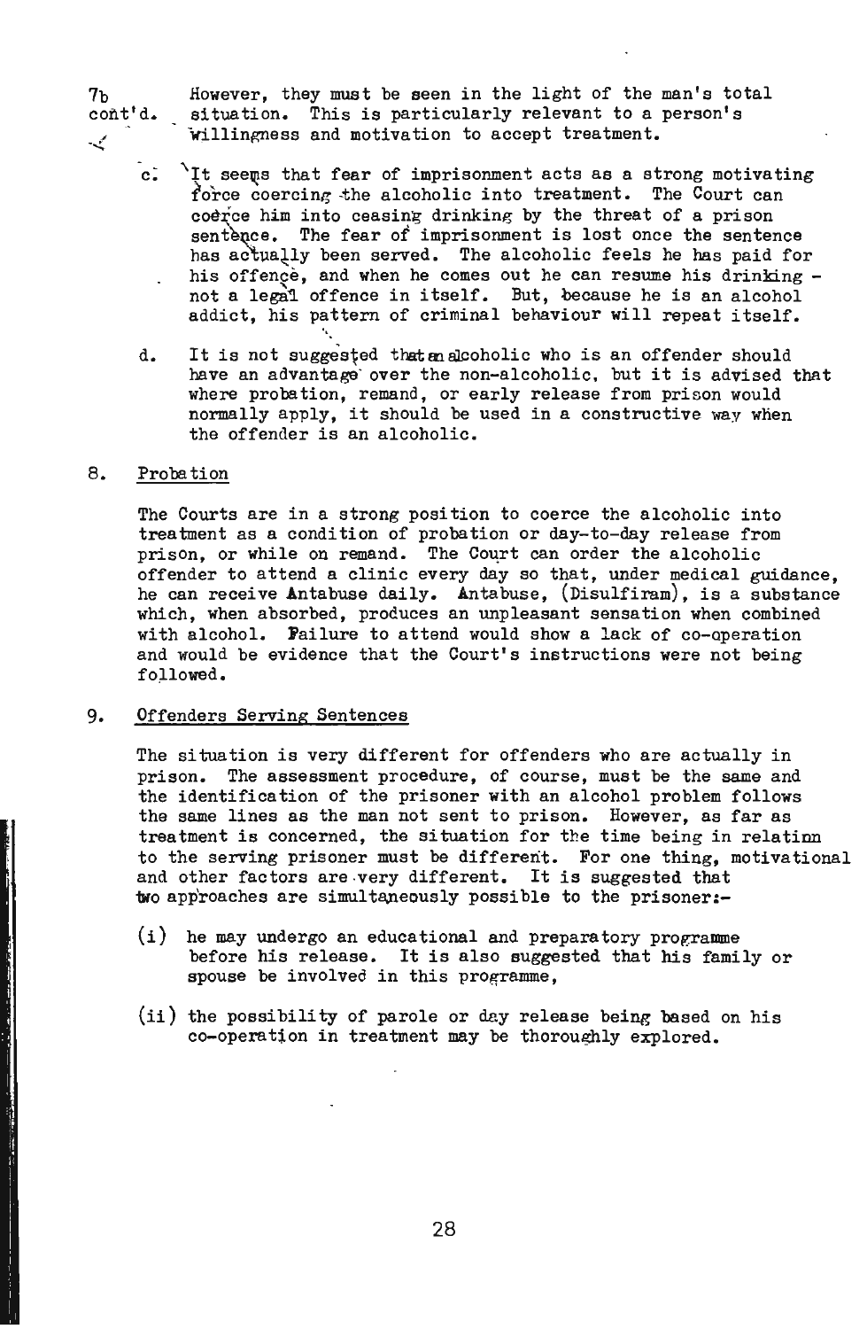7b cont'd. However, they must be seen in the light of the man's total situation. This is particularly relevant to a person's willingness and motivation to accept treatment.

c. It seems that fear of imprisonment acts as a strong motivating force coercing the alcoholic into treatment. The Court can coerce him into ceasing drinking by the threat of a prison sentence. The fear of imprisonment is lost once the sentence has actually been served. The alcoholic feels he has paid for his offence, and when he comes out he can resume his drinking - not a legal offence in itself. But, because he is an alcohol addict, his pattern of criminal behaviour will repeat itself.

d. It is not suggested that an alcoholic who is an offender should have an advantage over the non-alcoholic, but it is advised that where probation, remand, or early release from prison would normally apply, it should be used in a constructive way when the offender is an alcoholic.

## 8. Probation

The Courts are in a strong position to coerce the alcoholic into treatment as a condition of probation or day-to-day release from prison, or while on remand. The Court can order the alcoholic offender to attend a clinic every day so that, under medical guidance, he can receive Antabuse daily. Antabuse, (Disulfiram), is a substance which, when absorbed, produces an unpleasant sensation when combined with alcohol. Failure to attend would show a lack of co-operation and would be evidence that the Court's instructions were not being followed.

## 9. Offenders Serving Sentences

The situation is very different for offenders who are actually in prison. The assessment procedure, of course, must be the same and the identification of the prisoner with an alcohol problem follows the same lines as the man not sent to prison. However, as far as treatment is concerned, the situation for the time being in relation to the serving prisoner must be different. For one thing, motivational and other factors are very different. It is suggested that two approaches are simultaneously possible to the prisoner:-

(i) he may undergo an educational and preparatory programme before his release. It is also suggested that his family or spouse be involved in this programme,

(ii) the possibility of parole or day release being based on his co-operation in treatment may be thoroughly explored.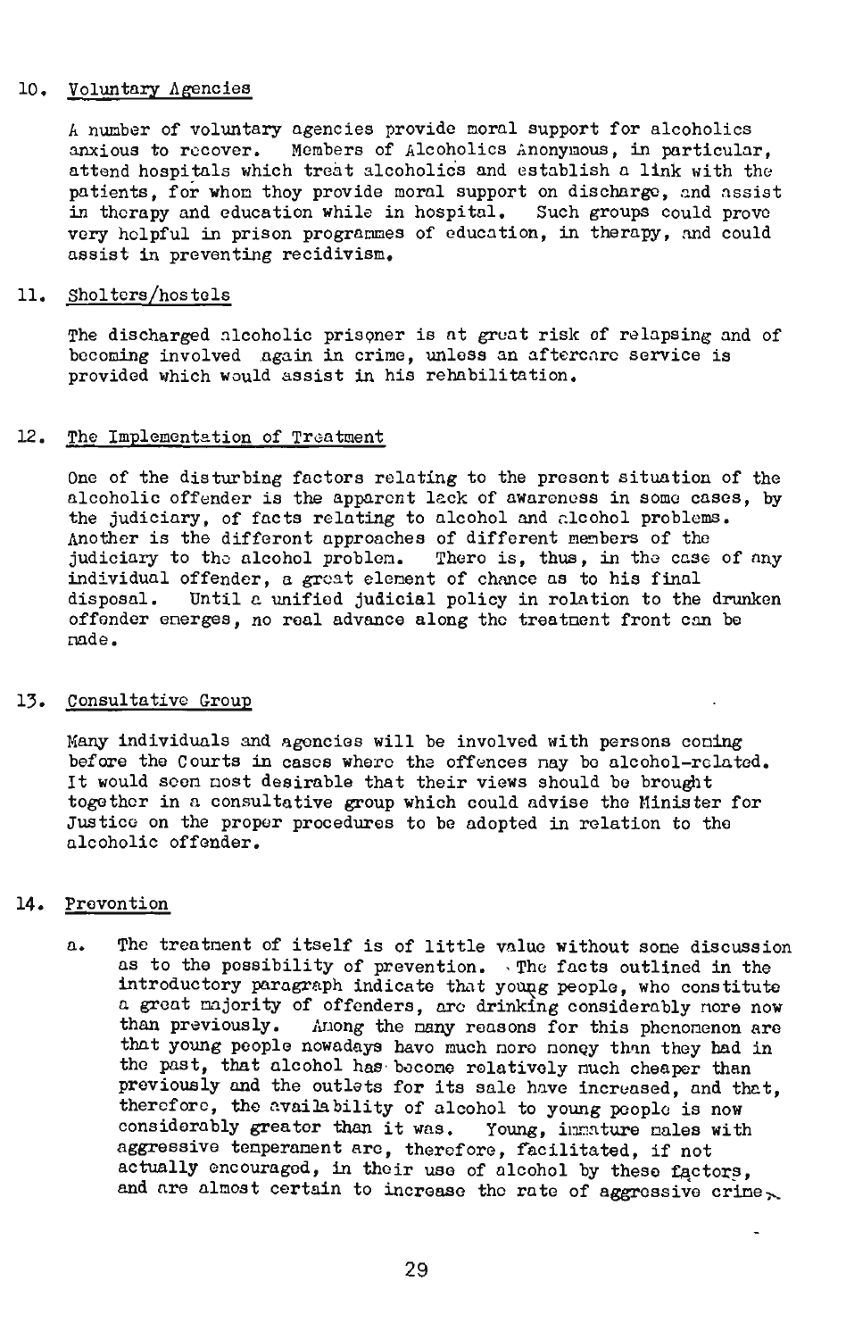## 10. Voluntary Agencies

A number of voluntary agencies provide moral support for alcoholics anxious to recover. Members of Alcoholics Anonymous, in particular, attend hospitals which treat alcoholics and establish a link with the patients, for whom they provide moral support on discharge, and assist in therapy and education while in hospital. Such groups could prove very helpful in prison programmes of education, in therapy, and could assist in preventing recidivism.

## 11. Shelters/hostels

The discharged alcoholic prisoner is at great risk of relapsing and of becoming involved again in crime, unless an aftercare service is provided which would assist in his rehabilitation.

## 12. The Implementation of Treatment

One of the disturbing factors relating to the present situation of the alcoholic offender is the apparent lack of awareness in some cases, by the judiciary, of facts relating to alcohol and alcohol problems. Another is the different approaches of different members of the judiciary to the alcohol problem. There is, thus, in the case of any individual offender, a great element of chance as to his final disposal. Until a unified judicial policy in relation to the drunken offender emerges, no real advance along the treatment front can be made.

## 13. Consultative Group

Many individuals and agencies will be involved with persons coming before the Courts in cases where the offences may be alcohol-related. It would seem most desirable that their views should be brought together in a consultative group which could advise the Minister for Justice on the proper procedures to be adopted in relation to the alcoholic offender.

## 14. Prevention

a. The treatment of itself is of little value without some discussion as to the possibility of prevention. The facts outlined in the introductory paragraph indicate that young people, who constitute a great majority of offenders, are drinking considerably more now than previously. Among the many reasons for this phenomenon are that young people nowadays have much more money than they had in the past, that alcohol has become relatively much cheaper than previously and the outlets for its sale have increased, and that, therefore, the availability of alcohol to young people is now considerably greater than it was. Young, immature males with aggressive temperament are, therefore, facilitated, if not actually encouraged, in their use of alcohol by these factors, and are almost certain to increase the rate of aggressive crime.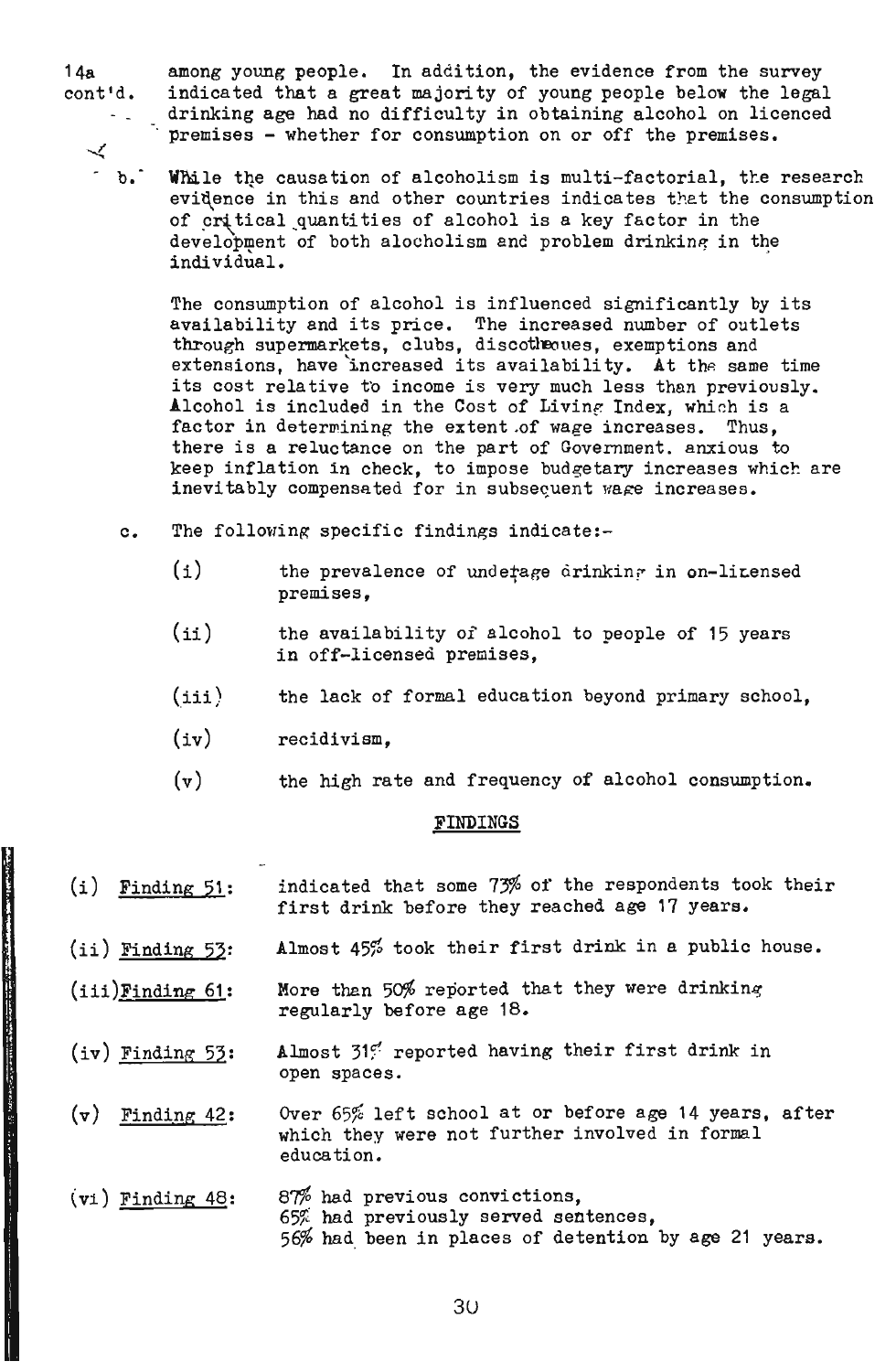14a cont'd. among young people. In addition, the evidence from the survey indicated that a great majority of young people below the legal drinking age had no difficulty in obtaining alcohol on licenced premises - whether for consumption on or off the premises.

b. While the causation of alcoholism is multi-factorial, the research evidence in this and other countries indicates that the consumption of critical quantities of alcohol is a key factor in the development of both alocholism and problem drinking in the individual.

The consumption of alcohol is influenced significantly by its availability and its price. The increased number of outlets through supermarkets, clubs, discotheques, exemptions and extensions, have increased its availability. At the same time its cost relative to income is very much less than previously. Alcohol is included in the Cost of Living Index, which is a factor in determining the extent of wage increases. Thus, there is a reluctance on the part of Government. anxious to keep inflation in check, to impose budgetary increases which are inevitably compensated for in subsequent wage increases.

c. The following specific findings indicate:-

(i) the prevalence of underage drinking in on-licensed premises,

(ii) the availability of alcohol to people of 15 years in off-licensed premises,

(iii) the lack of formal education beyond primary school,

(iv) recidivism,

(v) the high rate and frequency of alcohol consumption.

## FINDINGS

(i) Finding 51: indicated that some 73% of the respondents took their first drink before they reached age 17 years.

(ii) Finding 53: Almost 45% took their first drink in a public house.

(iii) Finding 61: More than 50% reported that they were drinking regularly before age 18.

(iv) Finding 53: Almost 31% reported having their first drink in open spaces.

(v) Finding 42: Over 65% left school at or before age 14 years, after which they were not further involved in formal education.

(vi) Finding 48: 87% had previous convictions,
65% had previously served sentences,
56% had been in places of detention by age 21 years.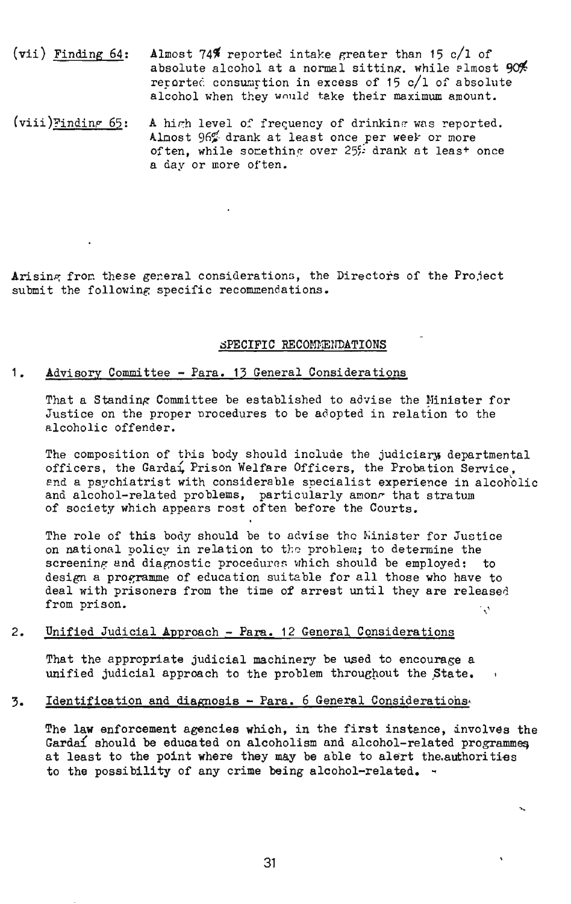(vii) Finding 64: Almost 74% reported intake greater than 15 c/l of absolute alcohol at a normal sitting, while almost 90% reported consumption in excess of 15 c/l of absolute alcohol when they would take their maximum amount.

(viii) Finding 65: A high level of frequency of drinking was reported. Almost 96% drank at least once per week or more often, while something over 25% drank at least once a day or more often.

Arising from these general considerations, the Directors of the Project submit the following specific recommendations.

## SPECIFIC RECOMMENDATIONS

1. Advisory Committee - Para. 13 General Considerations

   That a Standing Committee be established to advise the Minister for Justice on the proper procedures to be adopted in relation to the alcoholic offender.

   The composition of this body should include the judiciary, departmental officers, the Gardaí, Prison Welfare Officers, the Probation Service, and a psychiatrist with considerable specialist experience in alcoholic and alcohol-related problems, particularly among that stratum of society which appears most often before the Courts.

   The role of this body should be to advise the Minister for Justice on national policy in relation to the problem; to determine the screening and diagnostic procedures which should be employed; to design a programme of education suitable for all those who have to deal with prisoners from the time of arrest until they are released from prison.

2. Unified Judicial Approach - Para. 12 General Considerations

   That the appropriate judicial machinery be used to encourage a unified judicial approach to the problem throughout the State.

3. Identification and diagnosis - Para. 6 General Considerations

   The law enforcement agencies which, in the first instance, involves the Gardaí should be educated on alcoholism and alcohol-related programmes at least to the point where they may be able to alert the authorities to the possibility of any crime being alcohol-related.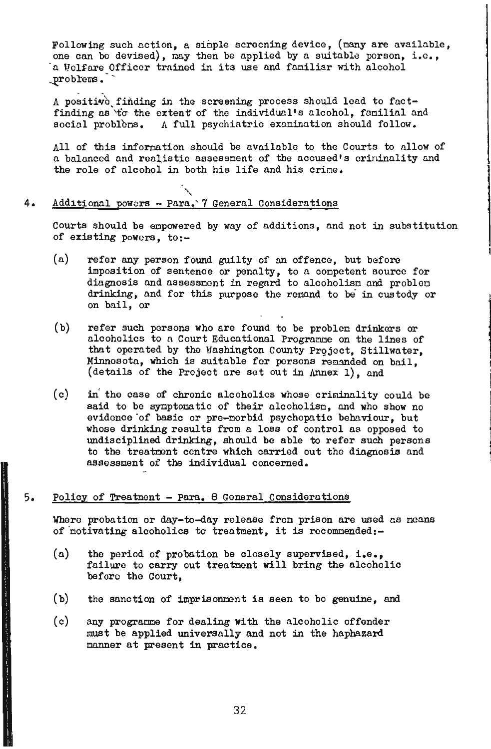Following such action, a simple screening device, (many are available, one can be devised), may then be applied by a suitable person, i.e., a Welfare Officer trained in its use and familiar with alcohol problems.

A positive finding in the screening process should lead to fact-finding as to the extent of the individual's alcohol, familial and social problems. A full psychiatric examination should follow.

All of this information should be available to the Courts to allow of a balanced and realistic assessment of the accused's criminality and the role of alcohol in both his life and his crime.

4. Additional powers - Para. 7 General Considerations

Courts should be empowered by way of additions, and not in substitution of existing powers, to:-

(a) refer any person found guilty of an offence, but before imposition of sentence or penalty, to a competent source for diagnosis and assessment in regard to alcoholism and problem drinking, and for this purpose the remand to be in custody or on bail, or

(b) refer such persons who are found to be problem drinkers or alcoholics to a Court Educational Programme on the lines of that operated by the Washington County Project, Stillwater, Minnesota, which is suitable for persons remanded on bail, (details of the Project are set out in Annex 1), and

(c) in the case of chronic alcoholics whose criminality could be said to be symptomatic of their alcoholism, and who show no evidence of basic or pre-morbid psychopathic behaviour, but whose drinking results from a loss of control as opposed to undisciplined drinking, should be able to refer such persons to the treatment centre which carried out the diagnosis and assessment of the individual concerned.

5. Policy of Treatment - Para. 8 General Considerations

Where probation or day-to-day release from prison are used as means of motivating alcoholics to treatment, it is recommended:-

(a) the period of probation be closely supervised, i.e., failure to carry out treatment will bring the alcoholic before the Court,

(b) the sanction of imprisonment is seen to be genuine, and

(c) any programme for dealing with the alcoholic offender must be applied universally and not in the haphazard manner at present in practice.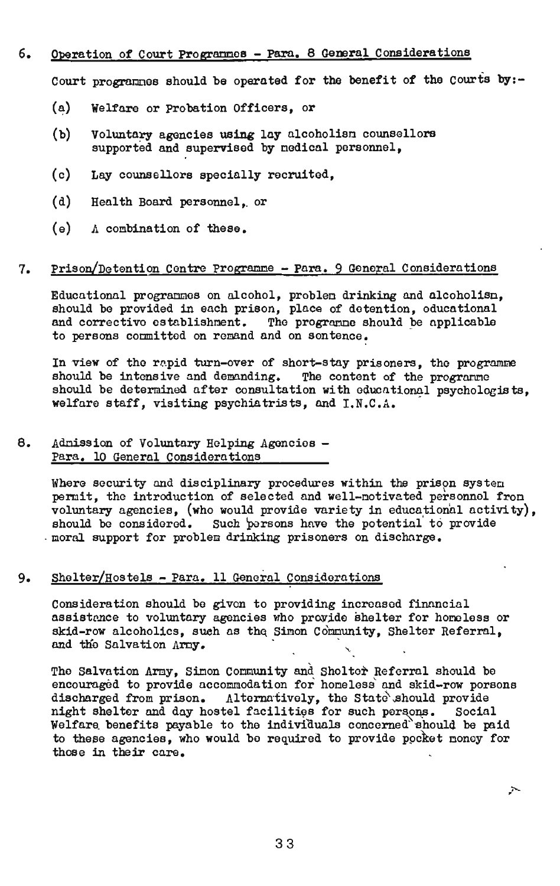6. **Operation of Court Programmes - Para. 8 General Considerations**

Court programmes should be operated for the benefit of the Courts by:-

(a) Welfare or Probation Officers, or

(b) Voluntary agencies using lay alcoholism counsellors supported and supervised by medical personnel,

(c) Lay counsellors specially recruited,

(d) Health Board personnel, or

(e) A combination of these.

7. **Prison/Detention Centre Programme - Para. 9 General Considerations**

Educational programmes on alcohol, problem drinking and alcoholism, should be provided in each prison, place of detention, educational and corrective establishment. The programme should be applicable to persons committed on remand and on sentence.

In view of the rapid turn-over of short-stay prisoners, the programme should be intensive and demanding. The content of the programme should be determined after consultation with educational psychologists, welfare staff, visiting psychiatrists, and I.N.C.A.

8. **Admission of Voluntary Helping Agencies - Para. 10 General Considerations**

Where security and disciplinary procedures within the prison system permit, the introduction of selected and well-motivated personnel from voluntary agencies, (who would provide variety in educational activity), should be considered. Such persons have the potential to provide moral support for problem drinking prisoners on discharge.

9. **Shelter/Hostels - Para. 11 General Considerations**

Consideration should be given to providing increased financial assistance to voluntary agencies who provide shelter for homeless or skid-row alcoholics, such as the Simon Community, Shelter Referral, and the Salvation Army.

The Salvation Army, Simon Community and Shelter Referral should be encouraged to provide accommodation for homeless and skid-row persons discharged from prison. Alternatively, the State should provide night shelter and day hostel facilities for such persons. Social Welfare benefits payable to the individuals concerned should be paid to these agencies, who would be required to provide pocket money for those in their care.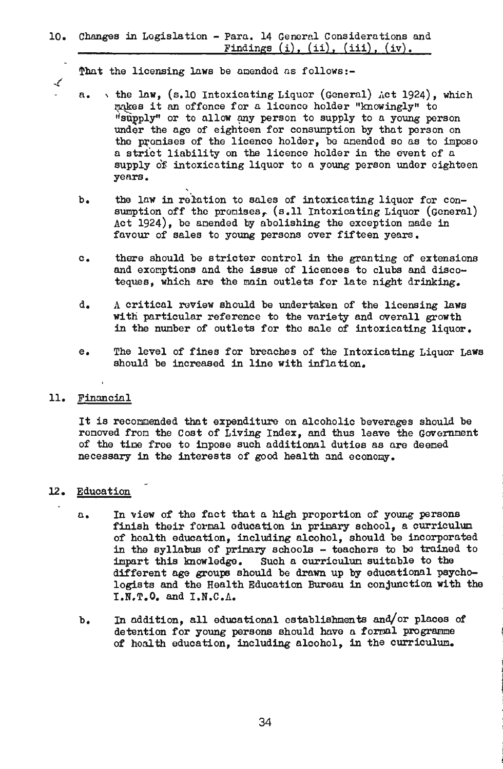## 10. Changes in Legislation - Para. 14 General Considerations and Findings (i), (ii), (iii), (iv).

That the licensing laws be amended as follows:-

a. the law, (s.10 Intoxicating Liquor (General) Act 1924), which makes it an offence for a licence holder "knowingly" to "supply" or to allow any person to supply to a young person under the age of eighteen for consumption by that person on the premises of the licence holder, be amended so as to impose a strict liability on the licence holder in the event of a supply of intoxicating liquor to a young person under eighteen years.

b. the law in relation to sales of intoxicating liquor for consumption off the premises, (s.11 Intoxicating Liquor (General) Act 1924), be amended by abolishing the exception made in favour of sales to young persons over fifteen years.

c. there should be stricter control in the granting of extensions and exemptions and the issue of licences to clubs and discoteques, which are the main outlets for late night drinking.

d. A critical review should be undertaken of the licensing laws with particular reference to the variety and overall growth in the number of outlets for the sale of intoxicating liquor.

e. The level of fines for breaches of the Intoxicating Liquor Laws should be increased in line with inflation.

## 11. Financial

It is recommended that expenditure on alcoholic beverages should be removed from the Cost of Living Index, and thus leave the Government of the time free to impose such additional duties as are deemed necessary in the interests of good health and economy.

## 12. Education

a. In view of the fact that a high proportion of young persons finish their formal education in primary school, a curriculum of health education, including alcohol, should be incorporated in the syllabus of primary schools - teachers to be trained to impart this knowledge. Such a curriculum suitable to the different age groups should be drawn up by educational psychologists and the Health Education Bureau in conjunction with the I.N.T.O. and I.N.C.A.

b. In addition, all educational establishments and/or places of detention for young persons should have a formal programme of health education, including alcohol, in the curriculum.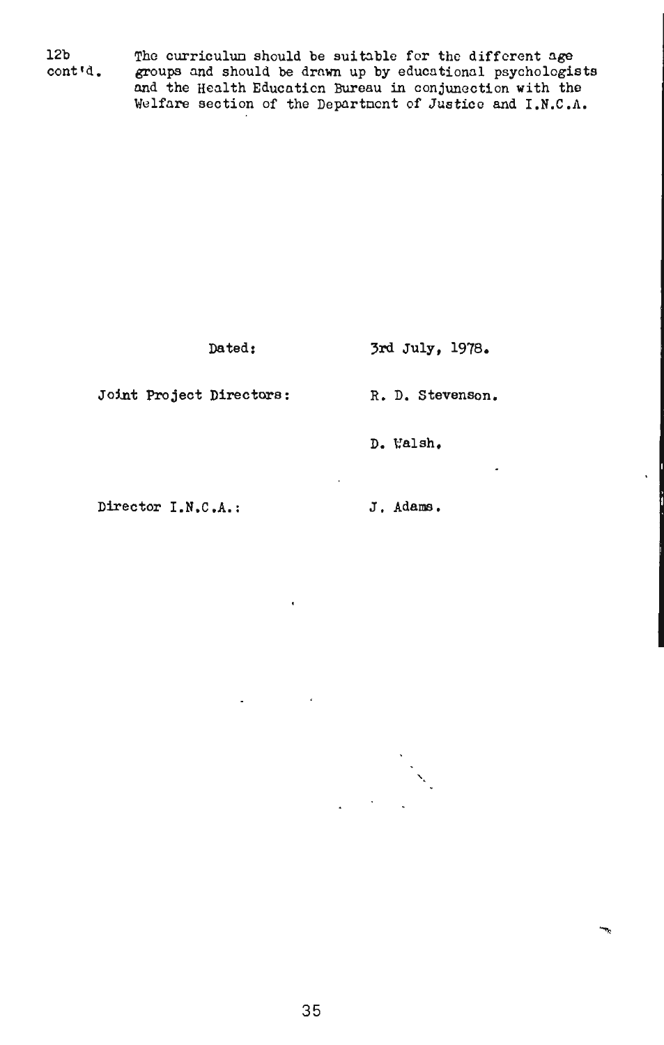12b cont'd. The curriculum should be suitable for the different age groups and should be drawn up by educational psychologists and the Health Education Bureau in conjunction with the Welfare section of the Department of Justice and I.N.C.A.

Dated: 3rd July, 1978.

Joint Project Directors: R. D. Stevenson.

D. Walsh.

Director I.N.C.A.: J. Adams.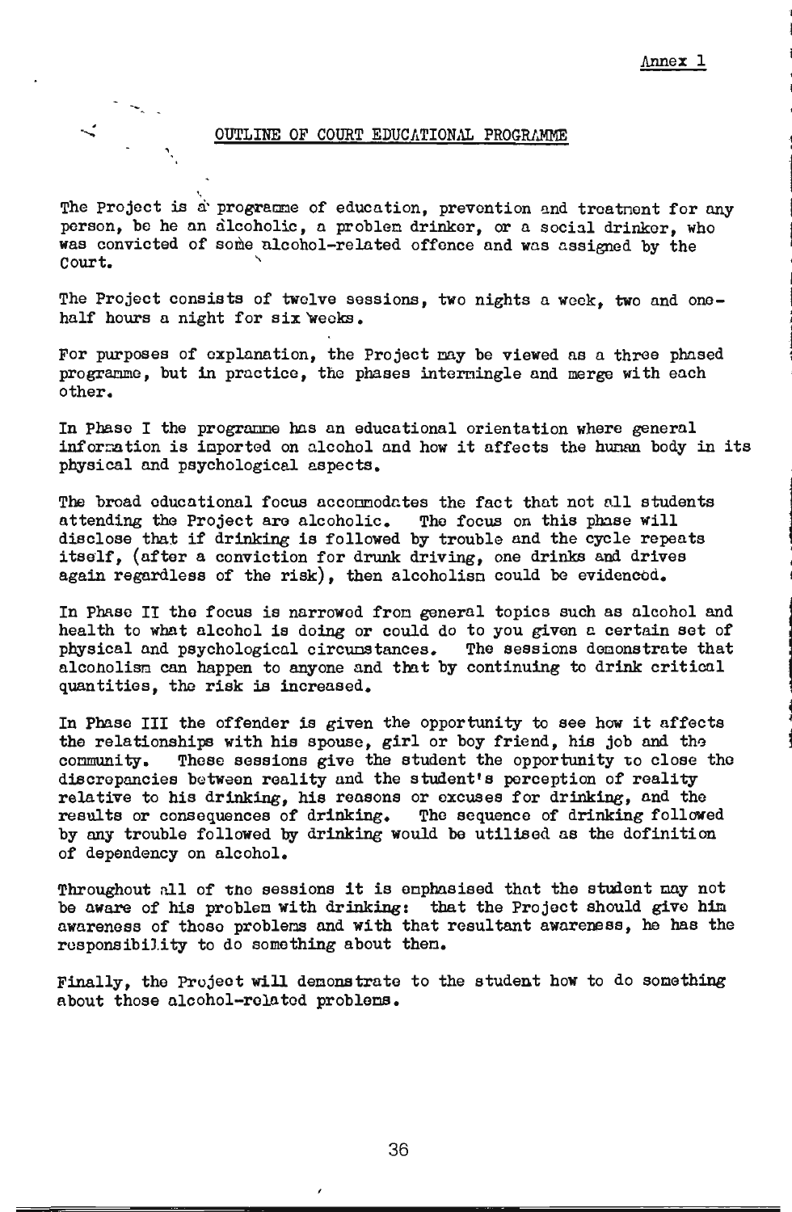Annex 1

## OUTLINE OF COURT EDUCATIONAL PROGRAMME

The Project is a programme of education, prevention and treatment for any person, be he an alcoholic, a problem drinker, or a social drinker, who was convicted of some alcohol-related offence and was assigned by the Court.

The Project consists of twelve sessions, two nights a week, two and one-half hours a night for six weeks.

For purposes of explanation, the Project may be viewed as a three phased programme, but in practice, the phases intermingle and merge with each other.

In Phase I the programme has an educational orientation where general information is imported on alcohol and how it affects the human body in its physical and psychological aspects.

The broad educational focus accommodates the fact that not all students attending the Project are alcoholic. The focus on this phase will disclose that if drinking is followed by trouble and the cycle repeats itself, (after a conviction for drunk driving, one drinks and drives again regardless of the risk), then alcoholism could be evidenced.

In Phase II the focus is narrowed from general topics such as alcohol and health to what alcohol is doing or could do to you given a certain set of physical and psychological circumstances. The sessions demonstrate that alcoholism can happen to anyone and that by continuing to drink critical quantities, the risk is increased.

In Phase III the offender is given the opportunity to see how it affects the relationships with his spouse, girl or boy friend, his job and the community. These sessions give the student the opportunity to close the discrepancies between reality and the student's perception of reality relative to his drinking, his reasons or excuses for drinking, and the results or consequences of drinking. The sequence of drinking followed by any trouble followed by drinking would be utilised as the definition of dependency on alcohol.

Throughout all of the sessions it is emphasised that the student may not be aware of his problem with drinking: that the Project should give him awareness of those problems and with that resultant awareness, he has the responsibility to do something about them.

Finally, the Project will demonstrate to the student how to do something about those alcohol-related problems.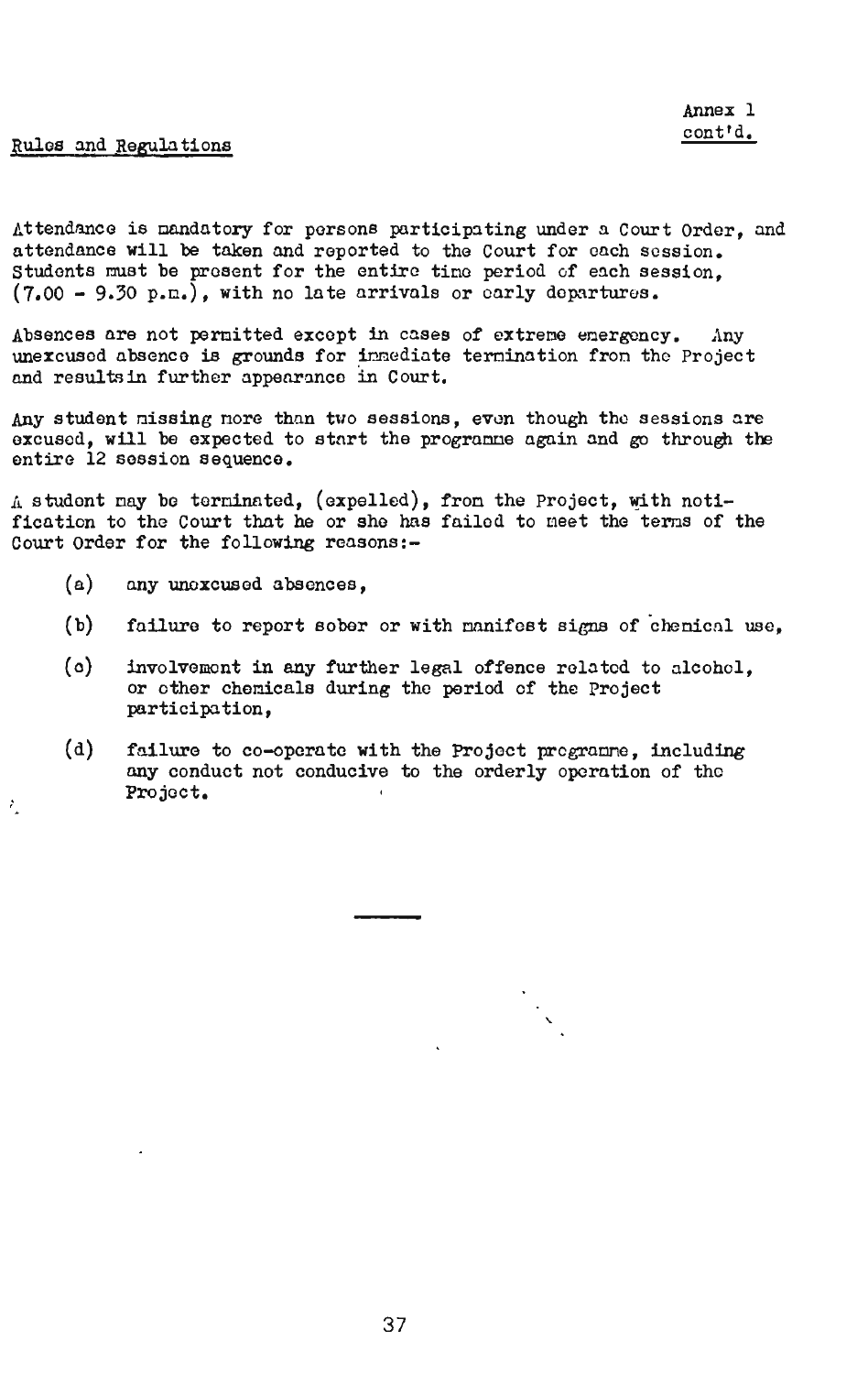Annex 1 cont'd.

Rules and Regulations

Attendance is mandatory for persons participating under a Court Order, and attendance will be taken and reported to the Court for each session. Students must be present for the entire time period of each session, (7.00 - 9.30 p.m.), with no late arrivals or early departures.

Absences are not permitted except in cases of extreme emergency. Any unexcused absence is grounds for immediate termination from the Project and results in further appearance in Court.

Any student missing more than two sessions, even though the sessions are excused, will be expected to start the programme again and go through the entire 12 session sequence.

A student may be terminated, (expelled), from the Project, with notification to the Court that he or she has failed to meet the terms of the Court Order for the following reasons:-

(a) any unexcused absences,

(b) failure to report sober or with manifest signs of chemical use,

(c) involvement in any further legal offence related to alcohol, or other chemicals during the period of the Project participation,

(d) failure to co-operate with the Project programme, including any conduct not conducive to the orderly operation of the Project.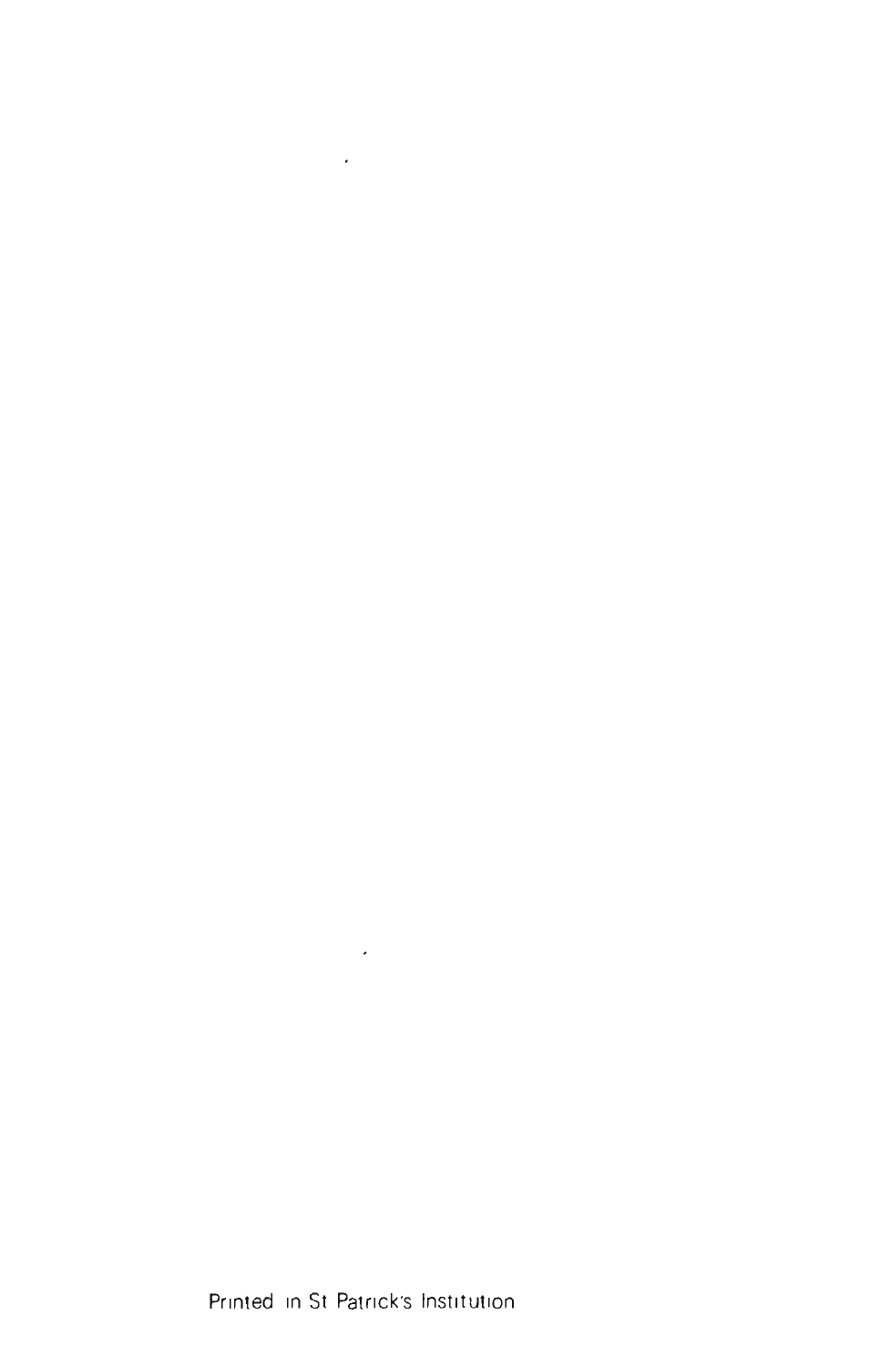Printed in St Patrick's Institution